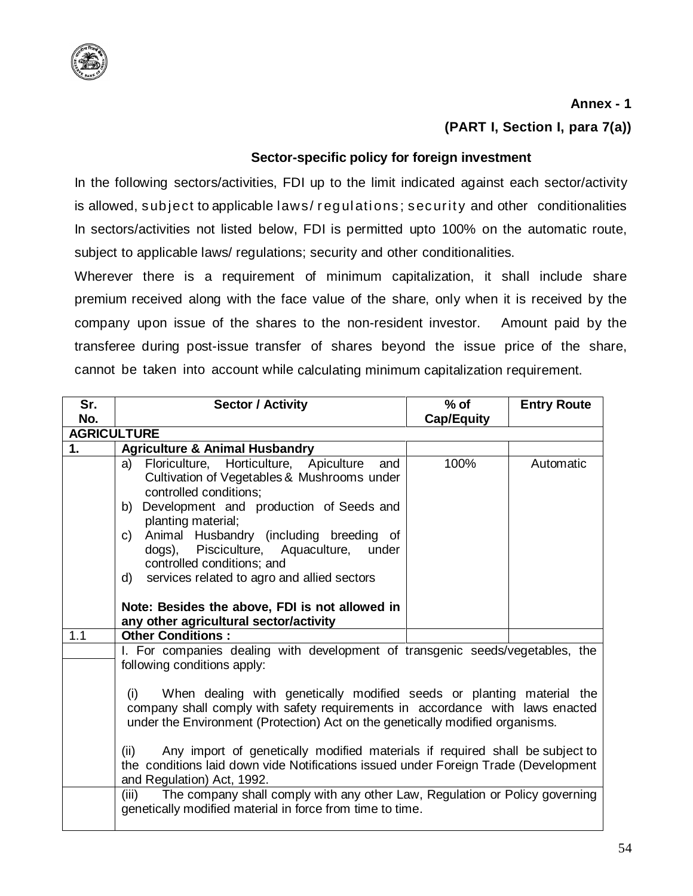**Annex - 1**

**(PART I, Section I, para 7(a))**

**Sector-specific policy for foreign investment**

In the following sectors/activities, FDI up to the limit indicated against each sector/activity is allowed, subject to applicable laws/ regulations; security and other conditionalities In sectors/activities not listed below, FDI is permitted upto 100% on the automatic route, subject to applicable laws/ regulations; security and other conditionalities.

Wherever there is a requirement of minimum capitalization, it shall include share premium received along with the face value of the share, only when it is received by the company upon issue of the shares to the non-resident investor. Amount paid by the transferee during post-issue transfer of shares beyond the issue price of the share, cannot be taken into account while calculating minimum capitalization requirement.

| Sr. No. | Sector / Activity | % of Cap/Equity | Entry Route |
|---|---|---|---|
| **AGRICULTURE** | | | |
| **1.** | **Agriculture & Animal Husbandry** | | |
| | a) Floriculture, Horticulture, Apiculture and Cultivation of Vegetables & Mushrooms under controlled conditions;<br>b) Development and production of Seeds and planting material;<br>c) Animal Husbandry (including breeding of dogs), Pisciculture, Aquaculture, under controlled conditions; and<br>d) services related to agro and allied sectors<br><br>**Note: Besides the above, FDI is not allowed in any other agricultural sector/activity** | 100% | Automatic |
| 1.1 | **Other Conditions :** | | |
| | I. For companies dealing with development of transgenic seeds/vegetables, the following conditions apply:<br><br>(i) When dealing with genetically modified seeds or planting material the company shall comply with safety requirements in accordance with laws enacted under the Environment (Protection) Act on the genetically modified organisms.<br><br>(ii) Any import of genetically modified materials if required shall be subject to the conditions laid down vide Notifications issued under Foreign Trade (Development and Regulation) Act, 1992. | | |
| | (iii) The company shall comply with any other Law, Regulation or Policy governing genetically modified material in force from time to time. | | |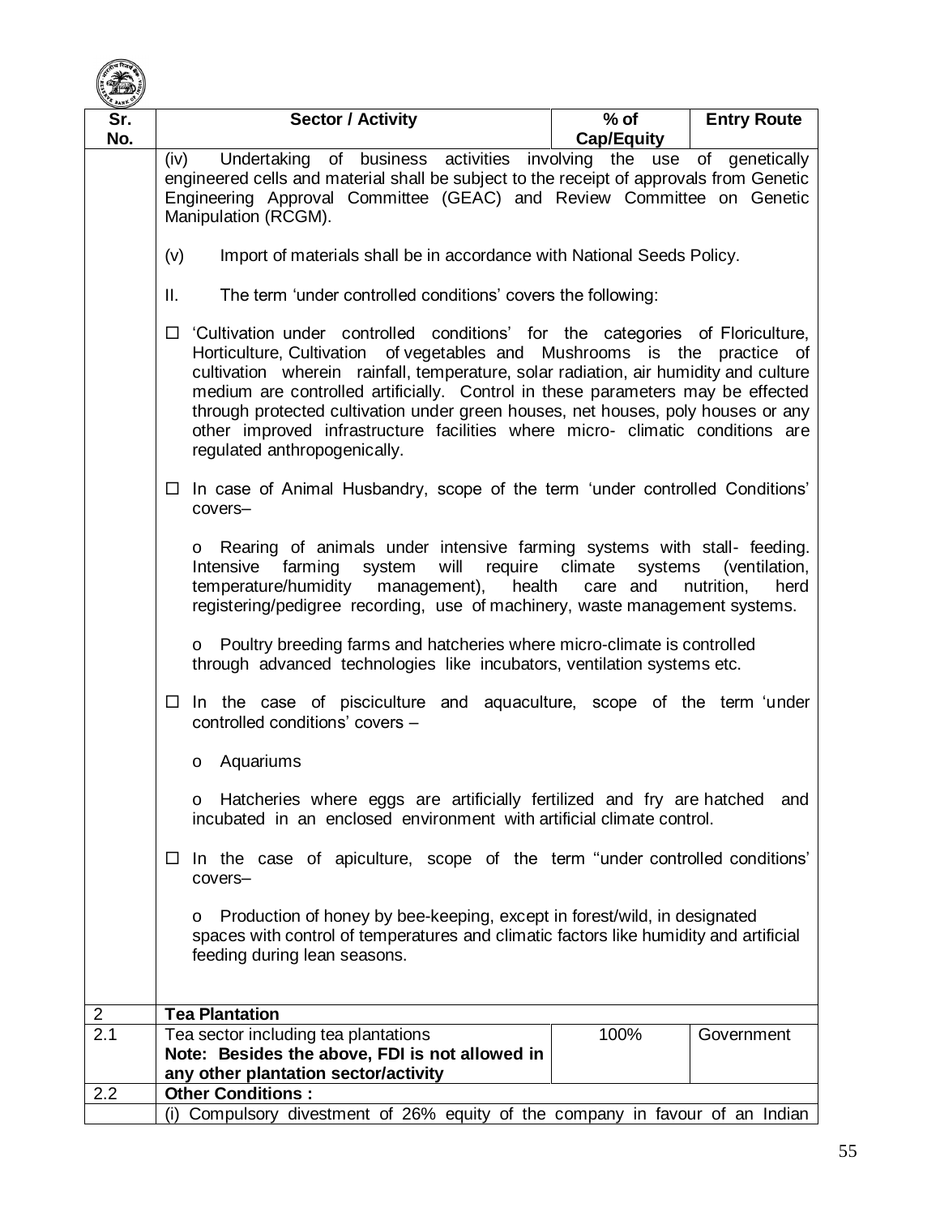| Sr. No. | Sector / Activity | % of Cap/Equity | Entry Route |
|---|---|---|---|
| | (iv) Undertaking of business activities involving the use of genetically engineered cells and material shall be subject to the receipt of approvals from Genetic Engineering Approval Committee (GEAC) and Review Committee on Genetic Manipulation (RCGM).<br><br>(v) Import of materials shall be in accordance with National Seeds Policy.<br><br>II. The term 'under controlled conditions' covers the following:<br><br>☐ 'Cultivation under controlled conditions' for the categories of Floriculture, Horticulture, Cultivation of vegetables and Mushrooms is the practice of cultivation wherein rainfall, temperature, solar radiation, air humidity and culture medium are controlled artificially. Control in these parameters may be effected through protected cultivation under green houses, net houses, poly houses or any other improved infrastructure facilities where micro- climatic conditions are regulated anthropogenically.<br><br>☐ In case of Animal Husbandry, scope of the term 'under controlled Conditions' covers–<br><br>o Rearing of animals under intensive farming systems with stall- feeding. Intensive farming system will require climate systems (ventilation, temperature/humidity management), health care and nutrition, herd registering/pedigree recording, use of machinery, waste management systems.<br><br>o Poultry breeding farms and hatcheries where micro-climate is controlled through advanced technologies like incubators, ventilation systems etc.<br><br>☐ In the case of pisciculture and aquaculture, scope of the term 'under controlled conditions' covers –<br><br>o Aquariums<br><br>o Hatcheries where eggs are artificially fertilized and fry are hatched and incubated in an enclosed environment with artificial climate control.<br><br>☐ In the case of apiculture, scope of the term ''under controlled conditions' covers–<br><br>o Production of honey by bee-keeping, except in forest/wild, in designated spaces with control of temperatures and climatic factors like humidity and artificial feeding during lean seasons. | | |
| 2 | **Tea Plantation** | | |
| 2.1 | Tea sector including tea plantations<br>**Note: Besides the above, FDI is not allowed in any other plantation sector/activity** | 100% | Government |
| 2.2 | **Other Conditions :** | | |
| | (i) Compulsory divestment of 26% equity of the company in favour of an Indian | | |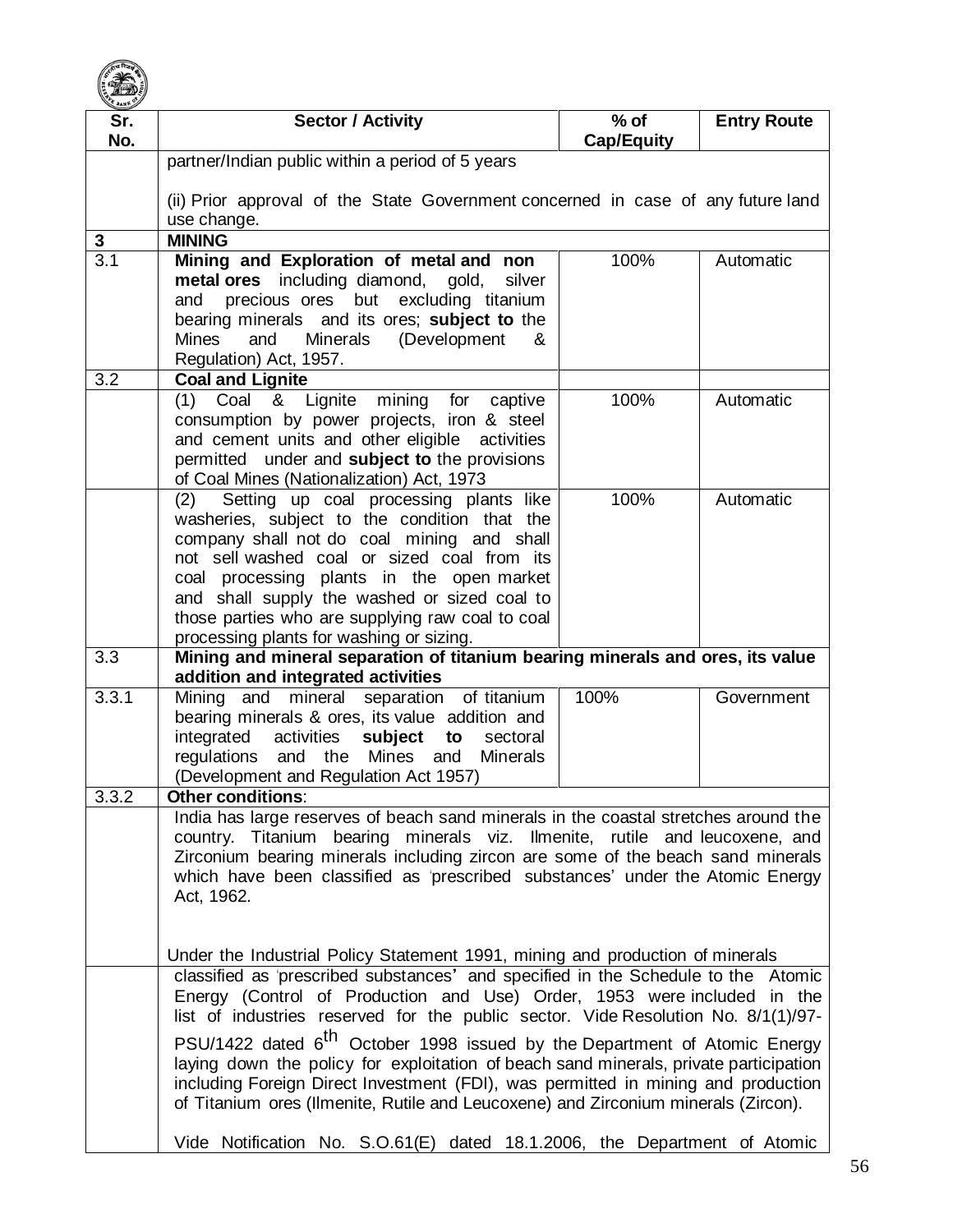| Sr. No. | Sector / Activity | % of Cap/Equity | Entry Route |
|---|---|---|---|
| | partner/Indian public within a period of 5 years<br><br>(ii) Prior approval of the State Government concerned in case of any future land use change. | | |
| **3** | **MINING** | | |
| 3.1 | **Mining and Exploration of metal and non metal ores** including diamond, gold, silver and precious ores but excluding titanium bearing minerals and its ores; **subject to** the Mines and Minerals (Development & Regulation) Act, 1957. | 100% | Automatic |
| 3.2 | **Coal and Lignite** | | |
| | (1) Coal & Lignite mining for captive consumption by power projects, iron & steel and cement units and other eligible activities permitted under and **subject to** the provisions of Coal Mines (Nationalization) Act, 1973 | 100% | Automatic |
| | (2) Setting up coal processing plants like washeries, subject to the condition that the company shall not do coal mining and shall not sell washed coal or sized coal from its coal processing plants in the open market and shall supply the washed or sized coal to those parties who are supplying raw coal to coal processing plants for washing or sizing. | 100% | Automatic |
| 3.3 | **Mining and mineral separation of titanium bearing minerals and ores, its value addition and integrated activities** | | |
| 3.3.1 | Mining and mineral separation of titanium bearing minerals & ores, its value addition and integrated activities **subject to** sectoral regulations and the Mines and Minerals (Development and Regulation Act 1957) | 100% | Government |
| 3.3.2 | **Other conditions**: | | |
| | India has large reserves of beach sand minerals in the coastal stretches around the country. Titanium bearing minerals viz. Ilmenite, rutile and leucoxene, and Zirconium bearing minerals including zircon are some of the beach sand minerals which have been classified as 'prescribed substances' under the Atomic Energy Act, 1962.<br><br>Under the Industrial Policy Statement 1991, mining and production of minerals | | |
| | classified as 'prescribed substances' and specified in the Schedule to the Atomic Energy (Control of Production and Use) Order, 1953 were included in the list of industries reserved for the public sector. Vide Resolution No. 8/1(1)/97-PSU/1422 dated 6th October 1998 issued by the Department of Atomic Energy laying down the policy for exploitation of beach sand minerals, private participation including Foreign Direct Investment (FDI), was permitted in mining and production of Titanium ores (Ilmenite, Rutile and Leucoxene) and Zirconium minerals (Zircon).<br><br>Vide Notification No. S.O.61(E) dated 18.1.2006, the Department of Atomic | | |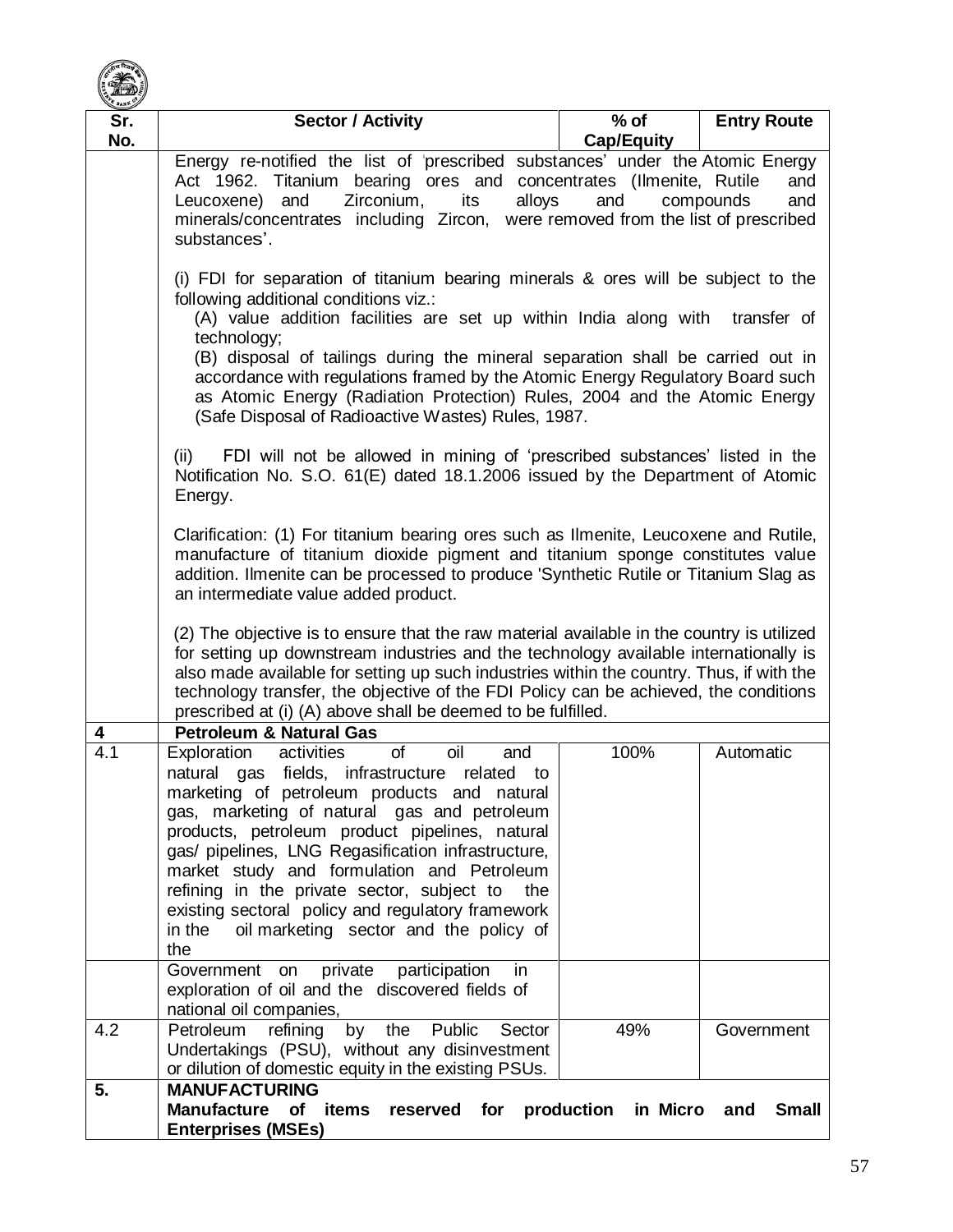| Sr. No. | Sector / Activity | % of Cap/Equity | Entry Route |
|---|---|---|---|
| | Energy re-notified the list of 'prescribed substances' under the Atomic Energy Act 1962. Titanium bearing ores and concentrates (Ilmenite, Rutile and Leucoxene) and Zirconium, its alloys and compounds and minerals/concentrates including Zircon, were removed from the list of prescribed substances'.<br><br>(i) FDI for separation of titanium bearing minerals & ores will be subject to the following additional conditions viz.:<br>(A) value addition facilities are set up within India along with transfer of technology;<br>(B) disposal of tailings during the mineral separation shall be carried out in accordance with regulations framed by the Atomic Energy Regulatory Board such as Atomic Energy (Radiation Protection) Rules, 2004 and the Atomic Energy (Safe Disposal of Radioactive Wastes) Rules, 1987.<br><br>(ii) FDI will not be allowed in mining of 'prescribed substances' listed in the Notification No. S.O. 61(E) dated 18.1.2006 issued by the Department of Atomic Energy.<br><br>Clarification: (1) For titanium bearing ores such as Ilmenite, Leucoxene and Rutile, manufacture of titanium dioxide pigment and titanium sponge constitutes value addition. Ilmenite can be processed to produce 'Synthetic Rutile or Titanium Slag as an intermediate value added product.<br><br>(2) The objective is to ensure that the raw material available in the country is utilized for setting up downstream industries and the technology available internationally is also made available for setting up such industries within the country. Thus, if with the technology transfer, the objective of the FDI Policy can be achieved, the conditions prescribed at (i) (A) above shall be deemed to be fulfilled. | | |
| **4** | **Petroleum & Natural Gas** | | |
| 4.1 | Exploration activities of oil and natural gas fields, infrastructure related to marketing of petroleum products and natural gas, marketing of natural gas and petroleum products, petroleum product pipelines, natural gas/ pipelines, LNG Regasification infrastructure, market study and formulation and Petroleum refining in the private sector, subject to the existing sectoral policy and regulatory framework in the oil marketing sector and the policy of the | 100% | Automatic |
| | Government on private participation in exploration of oil and the discovered fields of national oil companies, | | |
| 4.2 | Petroleum refining by the Public Sector Undertakings (PSU), without any disinvestment or dilution of domestic equity in the existing PSUs. | 49% | Government |
| **5.** | **MANUFACTURING**<br>**Manufacture of items reserved for production in Micro and Small Enterprises (MSEs)** | | |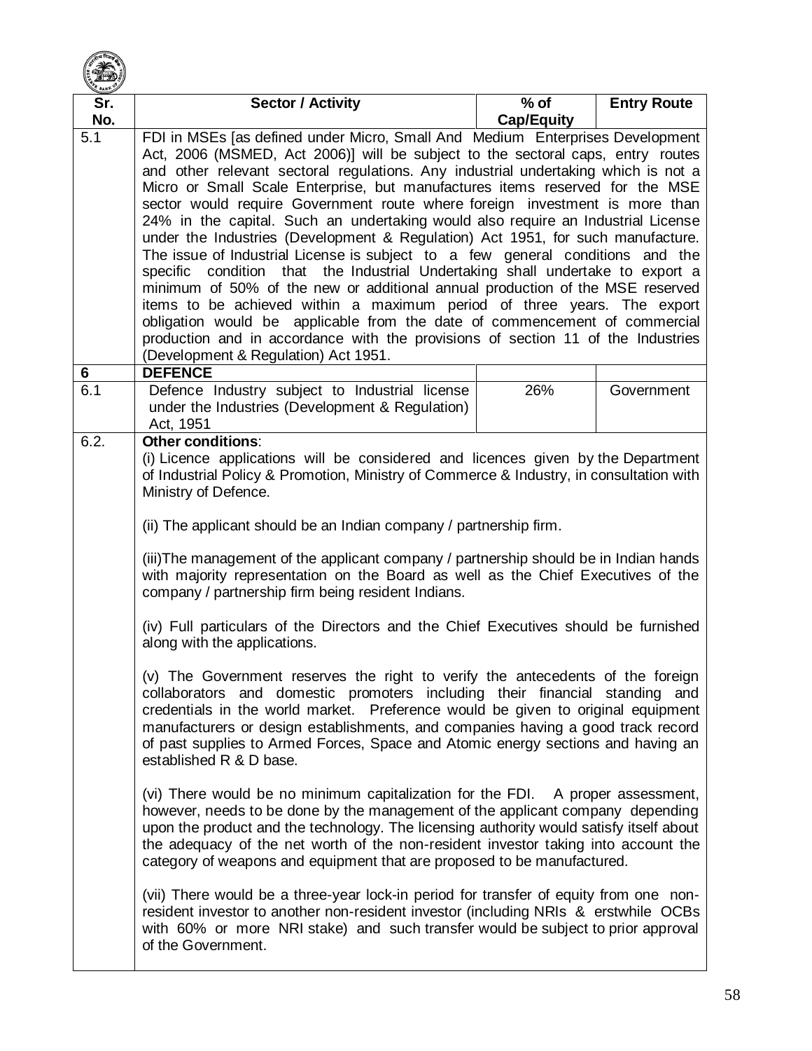| Sr. No. | Sector / Activity | % of Cap/Equity | Entry Route |
|---|---|---|---|
| 5.1 | FDI in MSEs [as defined under Micro, Small And Medium Enterprises Development Act, 2006 (MSMED, Act 2006)] will be subject to the sectoral caps, entry routes and other relevant sectoral regulations. Any industrial undertaking which is not a Micro or Small Scale Enterprise, but manufactures items reserved for the MSE sector would require Government route where foreign investment is more than 24% in the capital. Such an undertaking would also require an Industrial License under the Industries (Development & Regulation) Act 1951, for such manufacture. The issue of Industrial License is subject to a few general conditions and the specific condition that the Industrial Undertaking shall undertake to export a minimum of 50% of the new or additional annual production of the MSE reserved items to be achieved within a maximum period of three years. The export obligation would be applicable from the date of commencement of commercial production and in accordance with the provisions of section 11 of the Industries (Development & Regulation) Act 1951. | | |
| **6** | **DEFENCE** | | |
| 6.1 | Defence Industry subject to Industrial license under the Industries (Development & Regulation) Act, 1951 | 26% | Government |
| 6.2. | **Other conditions**:<br>(i) Licence applications will be considered and licences given by the Department of Industrial Policy & Promotion, Ministry of Commerce & Industry, in consultation with Ministry of Defence.<br><br>(ii) The applicant should be an Indian company / partnership firm.<br><br>(iii)The management of the applicant company / partnership should be in Indian hands with majority representation on the Board as well as the Chief Executives of the company / partnership firm being resident Indians.<br><br>(iv) Full particulars of the Directors and the Chief Executives should be furnished along with the applications.<br><br>(v) The Government reserves the right to verify the antecedents of the foreign collaborators and domestic promoters including their financial standing and credentials in the world market. Preference would be given to original equipment manufacturers or design establishments, and companies having a good track record of past supplies to Armed Forces, Space and Atomic energy sections and having an established R & D base.<br><br>(vi) There would be no minimum capitalization for the FDI. A proper assessment, however, needs to be done by the management of the applicant company depending upon the product and the technology. The licensing authority would satisfy itself about the adequacy of the net worth of the non-resident investor taking into account the category of weapons and equipment that are proposed to be manufactured.<br><br>(vii) There would be a three-year lock-in period for transfer of equity from one non-resident investor to another non-resident investor (including NRIs & erstwhile OCBs with 60% or more NRI stake) and such transfer would be subject to prior approval of the Government. | | |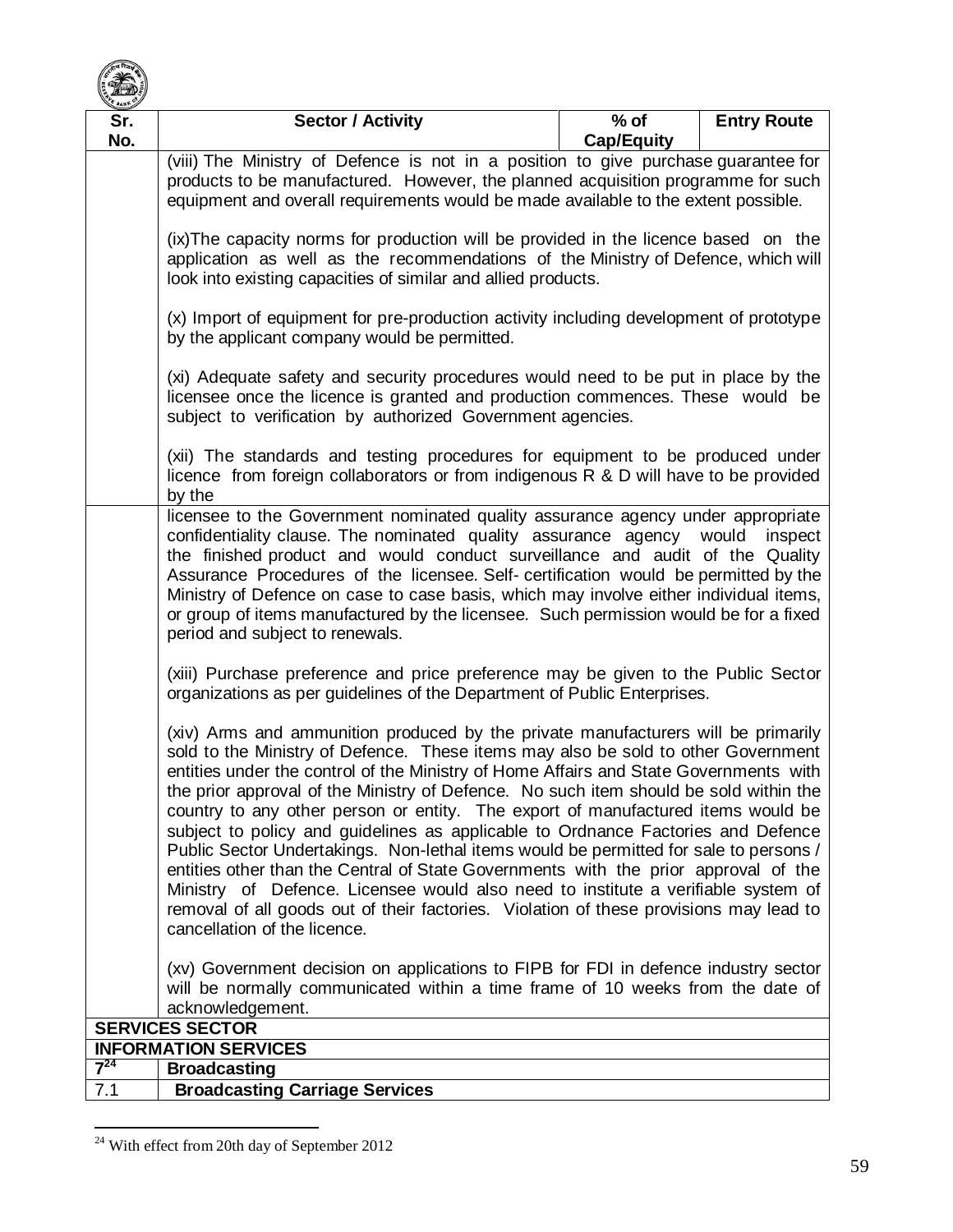| Sr. No. | Sector / Activity | % of Cap/Equity | Entry Route |
|---|---|---|---|
| | (viii) The Ministry of Defence is not in a position to give purchase guarantee for products to be manufactured. However, the planned acquisition programme for such equipment and overall requirements would be made available to the extent possible.<br><br>(ix)The capacity norms for production will be provided in the licence based on the application as well as the recommendations of the Ministry of Defence, which will look into existing capacities of similar and allied products.<br><br>(x) Import of equipment for pre-production activity including development of prototype by the applicant company would be permitted.<br><br>(xi) Adequate safety and security procedures would need to be put in place by the licensee once the licence is granted and production commences. These would be subject to verification by authorized Government agencies.<br><br>(xii) The standards and testing procedures for equipment to be produced under licence from foreign collaborators or from indigenous R & D will have to be provided by the licensee to the Government nominated quality assurance agency under appropriate confidentiality clause. The nominated quality assurance agency would inspect the finished product and would conduct surveillance and audit of the Quality Assurance Procedures of the licensee. Self- certification would be permitted by the Ministry of Defence on case to case basis, which may involve either individual items, or group of items manufactured by the licensee. Such permission would be for a fixed period and subject to renewals.<br><br>(xiii) Purchase preference and price preference may be given to the Public Sector organizations as per guidelines of the Department of Public Enterprises.<br><br>(xiv) Arms and ammunition produced by the private manufacturers will be primarily sold to the Ministry of Defence. These items may also be sold to other Government entities under the control of the Ministry of Home Affairs and State Governments with the prior approval of the Ministry of Defence. No such item should be sold within the country to any other person or entity. The export of manufactured items would be subject to policy and guidelines as applicable to Ordnance Factories and Defence Public Sector Undertakings. Non-lethal items would be permitted for sale to persons / entities other than the Central of State Governments with the prior approval of the Ministry of Defence. Licensee would also need to institute a verifiable system of removal of all goods out of their factories. Violation of these provisions may lead to cancellation of the licence.<br><br>(xv) Government decision on applications to FIPB for FDI in defence industry sector will be normally communicated within a time frame of 10 weeks from the date of acknowledgement. | | |
| **SERVICES SECTOR** | | | |
| **INFORMATION SERVICES** | | | |
| **7[24]** | **Broadcasting** | | |
| 7.1 | **Broadcasting Carriage Services** | | |

[24] With effect from 20th day of September 2012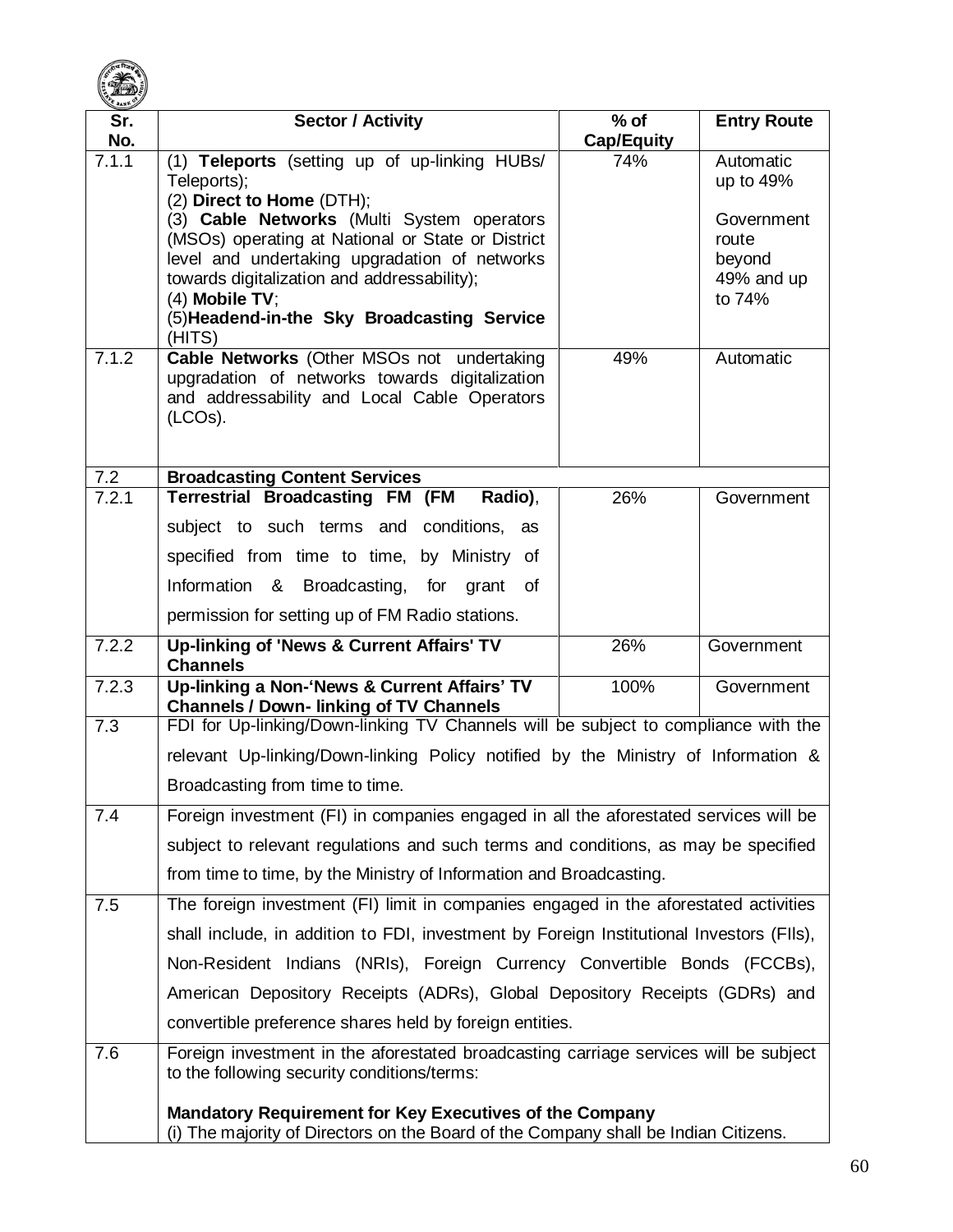| Sr. No. | Sector / Activity | % of Cap/Equity | Entry Route |
|---|---|---|---|
| 7.1.1 | (1) **Teleports** (setting up of up-linking HUBs/ Teleports);<br>(2) **Direct to Home** (DTH);<br>(3) **Cable Networks** (Multi System operators (MSOs) operating at National or State or District level and undertaking upgradation of networks towards digitalization and addressability);<br>(4) **Mobile TV**;<br>(5)**Headend-in-the Sky Broadcasting Service** (HITS) | 74% | Automatic up to 49%<br><br>Government route beyond 49% and up to 74% |
| 7.1.2 | **Cable Networks** (Other MSOs not undertaking upgradation of networks towards digitalization and addressability and Local Cable Operators (LCOs). | 49% | Automatic |
| 7.2 | **Broadcasting Content Services** | | |
| 7.2.1 | **Terrestrial Broadcasting FM (FM Radio)**, subject to such terms and conditions, as specified from time to time, by Ministry of Information & Broadcasting, for grant of permission for setting up of FM Radio stations. | 26% | Government |
| 7.2.2 | **Up-linking of 'News & Current Affairs' TV Channels** | 26% | Government |
| 7.2.3 | **Up-linking a Non-'News & Current Affairs' TV Channels / Down- linking of TV Channels** | 100% | Government |
| 7.3 | FDI for Up-linking/Down-linking TV Channels will be subject to compliance with the relevant Up-linking/Down-linking Policy notified by the Ministry of Information & Broadcasting from time to time. | | |
| 7.4 | Foreign investment (FI) in companies engaged in all the aforestated services will be subject to relevant regulations and such terms and conditions, as may be specified from time to time, by the Ministry of Information and Broadcasting. | | |
| 7.5 | The foreign investment (FI) limit in companies engaged in the aforestated activities shall include, in addition to FDI, investment by Foreign Institutional Investors (FIIs), Non-Resident Indians (NRIs), Foreign Currency Convertible Bonds (FCCBs), American Depository Receipts (ADRs), Global Depository Receipts (GDRs) and convertible preference shares held by foreign entities. | | |
| 7.6 | Foreign investment in the aforestated broadcasting carriage services will be subject to the following security conditions/terms:<br><br>**Mandatory Requirement for Key Executives of the Company**<br>(i) The majority of Directors on the Board of the Company shall be Indian Citizens. | | |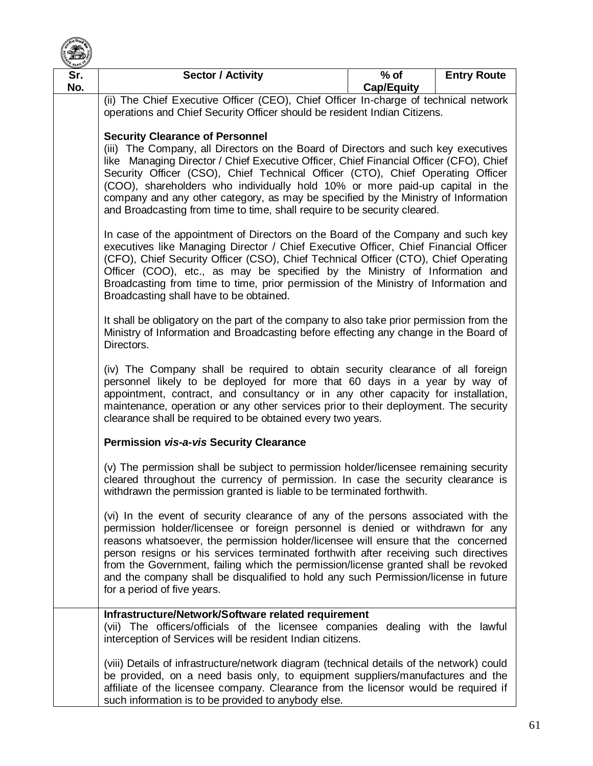| Sr. No. | Sector / Activity | % of Cap/Equity | Entry Route |
|---|---|---|---|
| | (ii) The Chief Executive Officer (CEO), Chief Officer In-charge of technical network operations and Chief Security Officer should be resident Indian Citizens.<br><br>**Security Clearance of Personnel**<br>(iii) The Company, all Directors on the Board of Directors and such key executives like Managing Director / Chief Executive Officer, Chief Financial Officer (CFO), Chief Security Officer (CSO), Chief Technical Officer (CTO), Chief Operating Officer (COO), shareholders who individually hold 10% or more paid-up capital in the company and any other category, as may be specified by the Ministry of Information and Broadcasting from time to time, shall require to be security cleared.<br><br>In case of the appointment of Directors on the Board of the Company and such key executives like Managing Director / Chief Executive Officer, Chief Financial Officer (CFO), Chief Security Officer (CSO), Chief Technical Officer (CTO), Chief Operating Officer (COO), etc., as may be specified by the Ministry of Information and Broadcasting from time to time, prior permission of the Ministry of Information and Broadcasting shall have to be obtained.<br><br>It shall be obligatory on the part of the company to also take prior permission from the Ministry of Information and Broadcasting before effecting any change in the Board of Directors.<br><br>(iv) The Company shall be required to obtain security clearance of all foreign personnel likely to be deployed for more that 60 days in a year by way of appointment, contract, and consultancy or in any other capacity for installation, maintenance, operation or any other services prior to their deployment. The security clearance shall be required to be obtained every two years.<br><br>**Permission *vis-a-vis* Security Clearance**<br><br>(v) The permission shall be subject to permission holder/licensee remaining security cleared throughout the currency of permission. In case the security clearance is withdrawn the permission granted is liable to be terminated forthwith.<br><br>(vi) In the event of security clearance of any of the persons associated with the permission holder/licensee or foreign personnel is denied or withdrawn for any reasons whatsoever, the permission holder/licensee will ensure that the concerned person resigns or his services terminated forthwith after receiving such directives from the Government, failing which the permission/license granted shall be revoked and the company shall be disqualified to hold any such Permission/license in future for a period of five years. | | |
| | **Infrastructure/Network/Software related requirement**<br>(vii) The officers/officials of the licensee companies dealing with the lawful interception of Services will be resident Indian citizens.<br><br>(viii) Details of infrastructure/network diagram (technical details of the network) could be provided, on a need basis only, to equipment suppliers/manufactures and the affiliate of the licensee company. Clearance from the licensor would be required if such information is to be provided to anybody else. | | |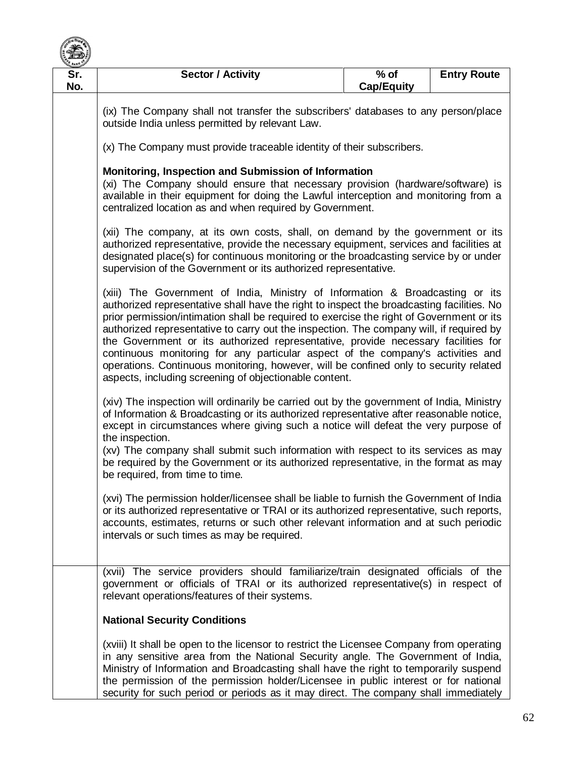| Sr. No. | Sector / Activity | % of Cap/Equity | Entry Route |
|---|---|---|---|
| | (ix) The Company shall not transfer the subscribers' databases to any person/place outside India unless permitted by relevant Law.<br><br>(x) The Company must provide traceable identity of their subscribers.<br><br>**Monitoring, Inspection and Submission of Information**<br>(xi) The Company should ensure that necessary provision (hardware/software) is available in their equipment for doing the Lawful interception and monitoring from a centralized location as and when required by Government.<br><br>(xii) The company, at its own costs, shall, on demand by the government or its authorized representative, provide the necessary equipment, services and facilities at designated place(s) for continuous monitoring or the broadcasting service by or under supervision of the Government or its authorized representative.<br><br>(xiii) The Government of India, Ministry of Information & Broadcasting or its authorized representative shall have the right to inspect the broadcasting facilities. No prior permission/intimation shall be required to exercise the right of Government or its authorized representative to carry out the inspection. The company will, if required by the Government or its authorized representative, provide necessary facilities for continuous monitoring for any particular aspect of the company's activities and operations. Continuous monitoring, however, will be confined only to security related aspects, including screening of objectionable content.<br><br>(xiv) The inspection will ordinarily be carried out by the government of India, Ministry of Information & Broadcasting or its authorized representative after reasonable notice, except in circumstances where giving such a notice will defeat the very purpose of the inspection.<br>(xv) The company shall submit such information with respect to its services as may be required by the Government or its authorized representative, in the format as may be required, from time to time.<br><br>(xvi) The permission holder/licensee shall be liable to furnish the Government of India or its authorized representative or TRAI or its authorized representative, such reports, accounts, estimates, returns or such other relevant information and at such periodic intervals or such times as may be required. | | |
| | (xvii) The service providers should familiarize/train designated officials of the government or officials of TRAI or its authorized representative(s) in respect of relevant operations/features of their systems.<br><br>**National Security Conditions**<br><br>(xviii) It shall be open to the licensor to restrict the Licensee Company from operating in any sensitive area from the National Security angle. The Government of India, Ministry of Information and Broadcasting shall have the right to temporarily suspend the permission of the permission holder/Licensee in public interest or for national security for such period or periods as it may direct. The company shall immediately | | |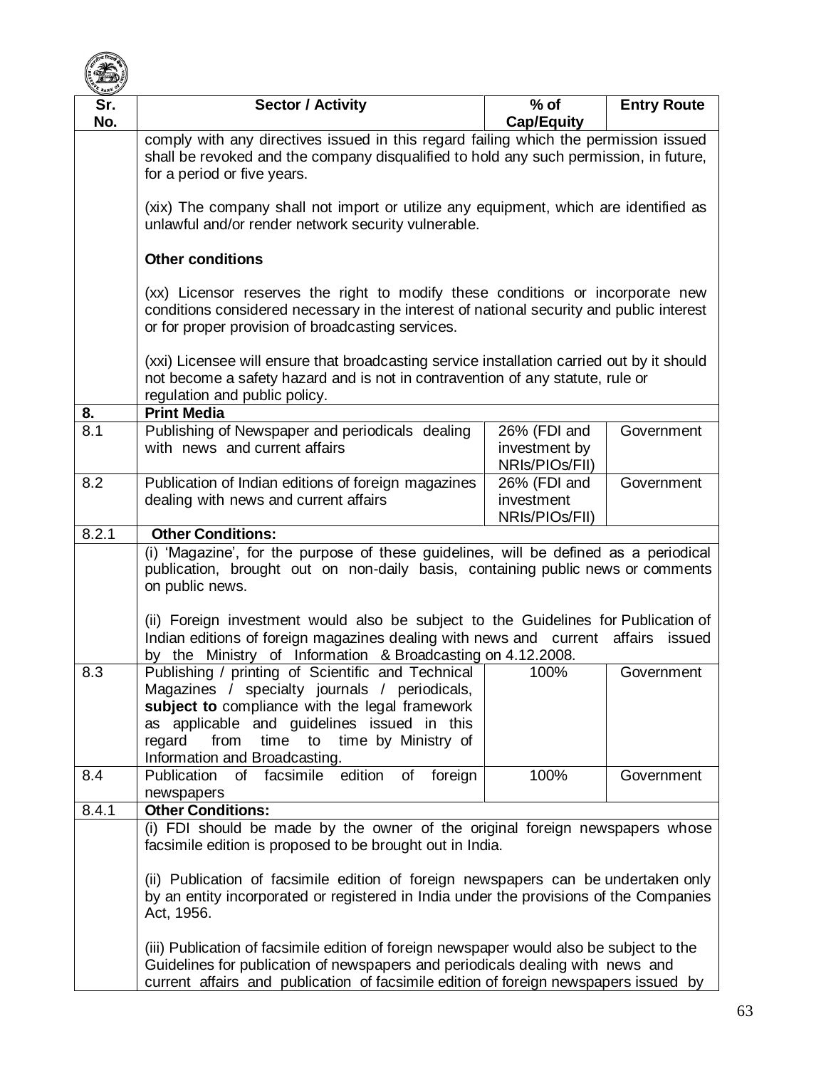| Sr. No. | Sector / Activity | % of Cap/Equity | Entry Route |
|---|---|---|---|
| | comply with any directives issued in this regard failing which the permission issued shall be revoked and the company disqualified to hold any such permission, in future, for a period or five years.<br><br>(xix) The company shall not import or utilize any equipment, which are identified as unlawful and/or render network security vulnerable.<br><br>**Other conditions**<br><br>(xx) Licensor reserves the right to modify these conditions or incorporate new conditions considered necessary in the interest of national security and public interest or for proper provision of broadcasting services.<br><br>(xxi) Licensee will ensure that broadcasting service installation carried out by it should not become a safety hazard and is not in contravention of any statute, rule or regulation and public policy. | | |
| **8.** | **Print Media** | | |
| 8.1 | Publishing of Newspaper and periodicals dealing with news and current affairs | 26% (FDI and investment by NRIs/PIOs/FII) | Government |
| 8.2 | Publication of Indian editions of foreign magazines dealing with news and current affairs | 26% (FDI and investment NRIs/PIOs/FII) | Government |
| 8.2.1 | **Other Conditions:** | | |
| | (i) 'Magazine', for the purpose of these guidelines, will be defined as a periodical publication, brought out on non-daily basis, containing public news or comments on public news.<br><br>(ii) Foreign investment would also be subject to the Guidelines for Publication of Indian editions of foreign magazines dealing with news and current affairs issued by the Ministry of Information & Broadcasting on 4.12.2008. | | |
| 8.3 | Publishing / printing of Scientific and Technical Magazines / specialty journals / periodicals, **subject to** compliance with the legal framework as applicable and guidelines issued in this regard from time to time by Ministry of Information and Broadcasting. | 100% | Government |
| 8.4 | Publication of facsimile edition of foreign newspapers | 100% | Government |
| 8.4.1 | **Other Conditions:** | | |
| | (i) FDI should be made by the owner of the original foreign newspapers whose facsimile edition is proposed to be brought out in India.<br><br>(ii) Publication of facsimile edition of foreign newspapers can be undertaken only by an entity incorporated or registered in India under the provisions of the Companies Act, 1956.<br><br>(iii) Publication of facsimile edition of foreign newspaper would also be subject to the Guidelines for publication of newspapers and periodicals dealing with news and current affairs and publication of facsimile edition of foreign newspapers issued by | | |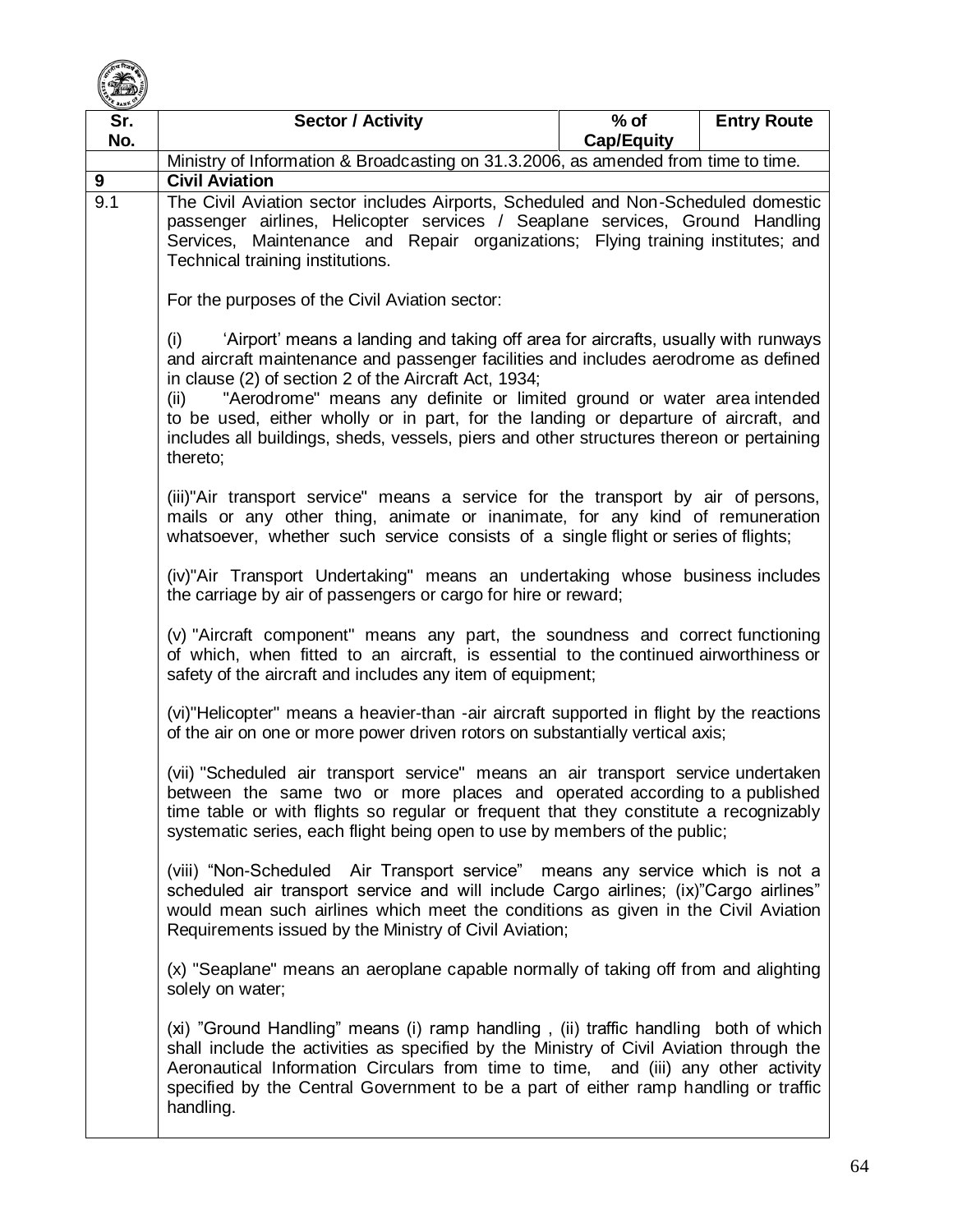| Sr. No. | Sector / Activity | % of Cap/Equity | Entry Route |
|---|---|---|---|
| | Ministry of Information & Broadcasting on 31.3.2006, as amended from time to time. | | |
| **9** | **Civil Aviation** | | |
| 9.1 | The Civil Aviation sector includes Airports, Scheduled and Non-Scheduled domestic passenger airlines, Helicopter services / Seaplane services, Ground Handling Services, Maintenance and Repair organizations; Flying training institutes; and Technical training institutions.<br><br>For the purposes of the Civil Aviation sector:<br><br>(i) 'Airport' means a landing and taking off area for aircrafts, usually with runways and aircraft maintenance and passenger facilities and includes aerodrome as defined in clause (2) of section 2 of the Aircraft Act, 1934;<br>(ii) "Aerodrome" means any definite or limited ground or water area intended to be used, either wholly or in part, for the landing or departure of aircraft, and includes all buildings, sheds, vessels, piers and other structures thereon or pertaining thereto;<br><br>(iii)"Air transport service" means a service for the transport by air of persons, mails or any other thing, animate or inanimate, for any kind of remuneration whatsoever, whether such service consists of a single flight or series of flights;<br><br>(iv)"Air Transport Undertaking" means an undertaking whose business includes the carriage by air of passengers or cargo for hire or reward;<br><br>(v) "Aircraft component" means any part, the soundness and correct functioning of which, when fitted to an aircraft, is essential to the continued airworthiness or safety of the aircraft and includes any item of equipment;<br><br>(vi)"Helicopter" means a heavier-than -air aircraft supported in flight by the reactions of the air on one or more power driven rotors on substantially vertical axis;<br><br>(vii) "Scheduled air transport service" means an air transport service undertaken between the same two or more places and operated according to a published time table or with flights so regular or frequent that they constitute a recognizably systematic series, each flight being open to use by members of the public;<br><br>(viii) "Non-Scheduled Air Transport service" means any service which is not a scheduled air transport service and will include Cargo airlines; (ix)"Cargo airlines" would mean such airlines which meet the conditions as given in the Civil Aviation Requirements issued by the Ministry of Civil Aviation;<br><br>(x) "Seaplane" means an aeroplane capable normally of taking off from and alighting solely on water;<br><br>(xi) "Ground Handling" means (i) ramp handling , (ii) traffic handling both of which shall include the activities as specified by the Ministry of Civil Aviation through the Aeronautical Information Circulars from time to time, and (iii) any other activity specified by the Central Government to be a part of either ramp handling or traffic handling. | | |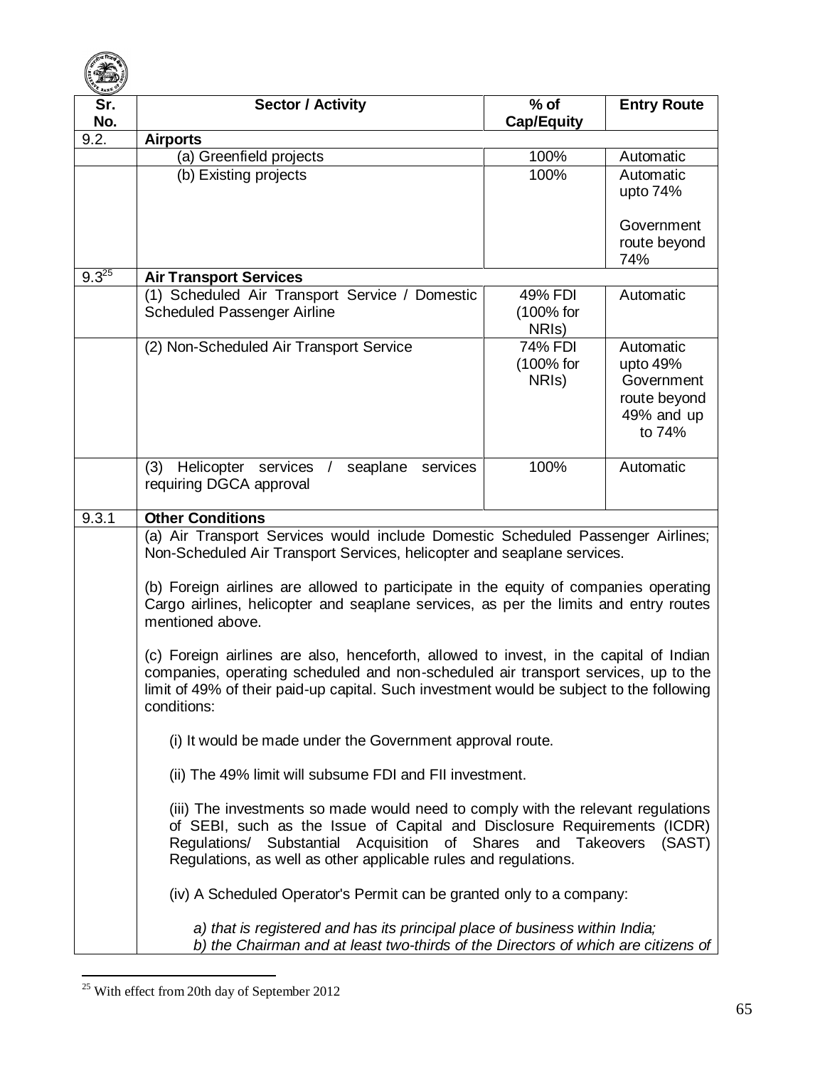| Sr. No. | Sector / Activity | % of Cap/Equity | Entry Route |
|---|---|---|---|
| 9.2. | **Airports** | | |
| | (a) Greenfield projects | 100% | Automatic |
| | (b) Existing projects | 100% | Automatic upto 74%<br><br>Government route beyond 74% |
| 9.3[25] | **Air Transport Services** | | |
| | (1) Scheduled Air Transport Service / Domestic Scheduled Passenger Airline | 49% FDI (100% for NRIs) | Automatic |
| | (2) Non-Scheduled Air Transport Service | 74% FDI (100% for NRIs) | Automatic upto 49% Government route beyond 49% and up to 74% |
| | (3) Helicopter services / seaplane services requiring DGCA approval | 100% | Automatic |
| 9.3.1 | **Other Conditions** | | |
| | (a) Air Transport Services would include Domestic Scheduled Passenger Airlines; Non-Scheduled Air Transport Services, helicopter and seaplane services.<br><br>(b) Foreign airlines are allowed to participate in the equity of companies operating Cargo airlines, helicopter and seaplane services, as per the limits and entry routes mentioned above.<br><br>(c) Foreign airlines are also, henceforth, allowed to invest, in the capital of Indian companies, operating scheduled and non-scheduled air transport services, up to the limit of 49% of their paid-up capital. Such investment would be subject to the following conditions:<br><br>(i) It would be made under the Government approval route.<br><br>(ii) The 49% limit will subsume FDI and FII investment.<br><br>(iii) The investments so made would need to comply with the relevant regulations of SEBI, such as the Issue of Capital and Disclosure Requirements (ICDR) Regulations/ Substantial Acquisition of Shares and Takeovers (SAST) Regulations, as well as other applicable rules and regulations.<br><br>(iv) A Scheduled Operator's Permit can be granted only to a company:<br><br>*a) that is registered and has its principal place of business within India;*<br>*b) the Chairman and at least two-thirds of the Directors of which are citizens of* | | |

[25] With effect from 20th day of September 2012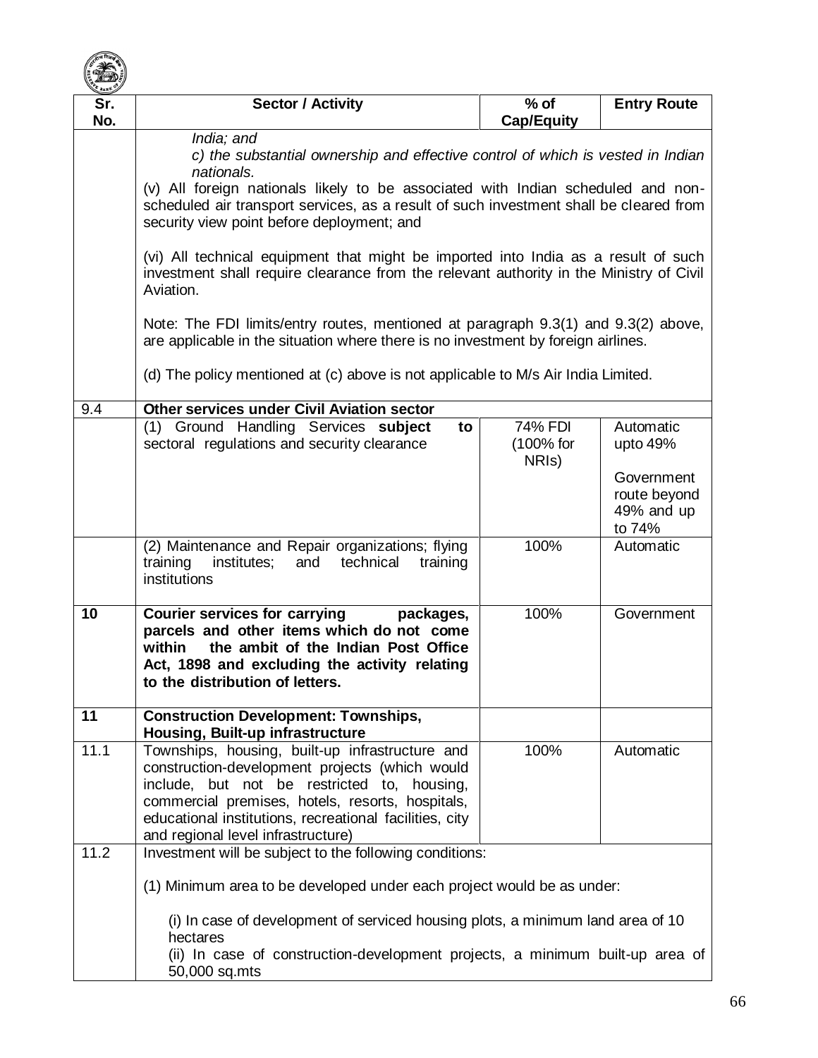| Sr. No. | Sector / Activity | % of Cap/Equity | Entry Route |
|---|---|---|---|
| | *India; and*<br>*c) the substantial ownership and effective control of which is vested in Indian nationals.*<br>(v) All foreign nationals likely to be associated with Indian scheduled and non-scheduled air transport services, as a result of such investment shall be cleared from security view point before deployment; and<br><br>(vi) All technical equipment that might be imported into India as a result of such investment shall require clearance from the relevant authority in the Ministry of Civil Aviation.<br><br>Note: The FDI limits/entry routes, mentioned at paragraph 9.3(1) and 9.3(2) above, are applicable in the situation where there is no investment by foreign airlines.<br><br>(d) The policy mentioned at (c) above is not applicable to M/s Air India Limited. | | |
| 9.4 | **Other services under Civil Aviation sector** | | |
| | (1) Ground Handling Services **subject to** sectoral regulations and security clearance | 74% FDI (100% for NRIs) | Automatic upto 49%<br><br>Government route beyond 49% and up to 74% |
| | (2) Maintenance and Repair organizations; flying training institutes; and technical training institutions | 100% | Automatic |
| **10** | **Courier services for carrying packages, parcels and other items which do not come within the ambit of the Indian Post Office Act, 1898 and excluding the activity relating to the distribution of letters.** | 100% | Government |
| **11** | **Construction Development: Townships, Housing, Built-up infrastructure** | | |
| 11.1 | Townships, housing, built-up infrastructure and construction-development projects (which would include, but not be restricted to, housing, commercial premises, hotels, resorts, hospitals, educational institutions, recreational facilities, city and regional level infrastructure) | 100% | Automatic |
| 11.2 | Investment will be subject to the following conditions:<br><br>(1) Minimum area to be developed under each project would be as under:<br><br>(i) In case of development of serviced housing plots, a minimum land area of 10 hectares<br>(ii) In case of construction-development projects, a minimum built-up area of 50,000 sq.mts | | |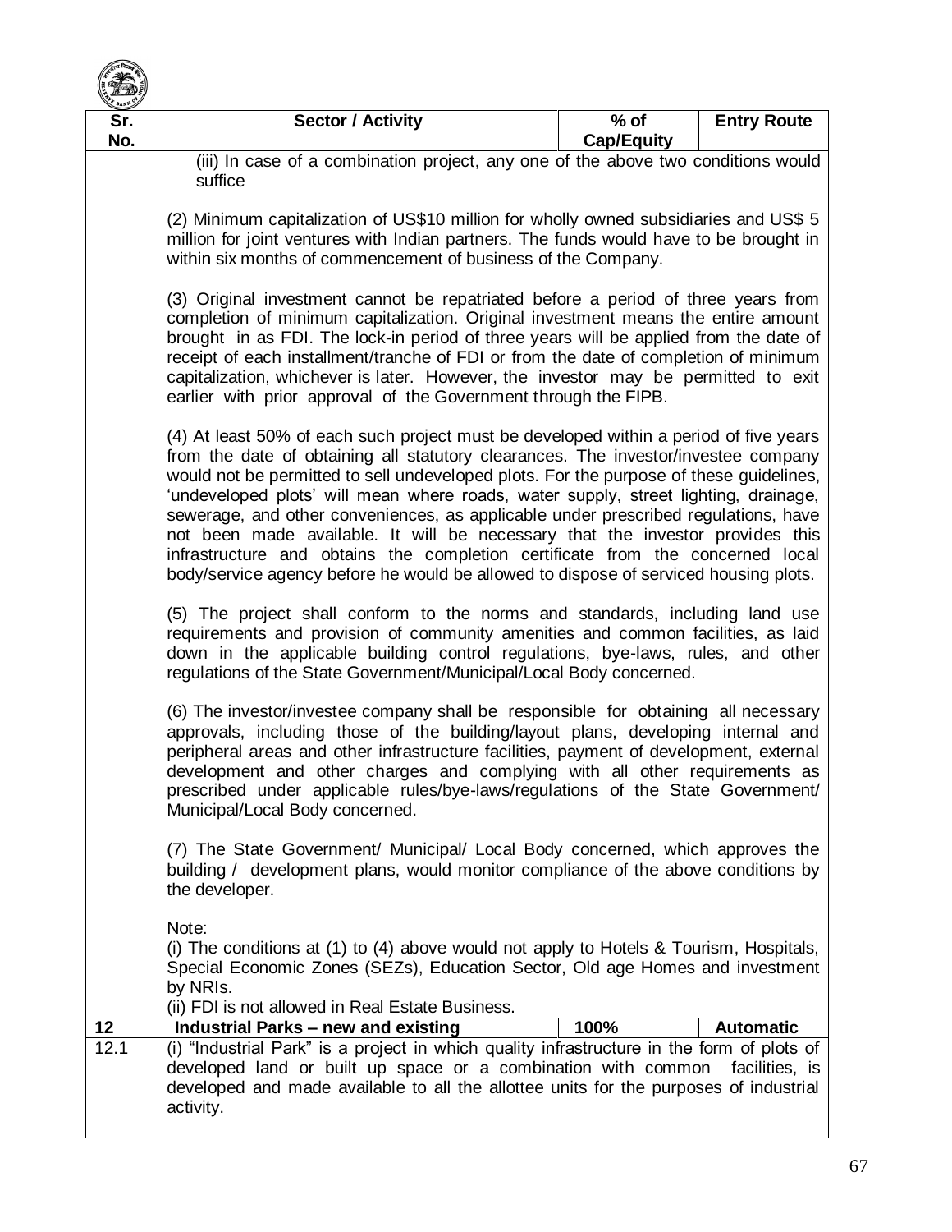| Sr. No. | Sector / Activity | % of Cap/Equity | Entry Route |
|---|---|---|---|
| | (iii) In case of a combination project, any one of the above two conditions would suffice<br><br>(2) Minimum capitalization of US$10 million for wholly owned subsidiaries and US$ 5 million for joint ventures with Indian partners. The funds would have to be brought in within six months of commencement of business of the Company.<br><br>(3) Original investment cannot be repatriated before a period of three years from completion of minimum capitalization. Original investment means the entire amount brought in as FDI. The lock-in period of three years will be applied from the date of receipt of each installment/tranche of FDI or from the date of completion of minimum capitalization, whichever is later. However, the investor may be permitted to exit earlier with prior approval of the Government through the FIPB.<br><br>(4) At least 50% of each such project must be developed within a period of five years from the date of obtaining all statutory clearances. The investor/investee company would not be permitted to sell undeveloped plots. For the purpose of these guidelines, 'undeveloped plots' will mean where roads, water supply, street lighting, drainage, sewerage, and other conveniences, as applicable under prescribed regulations, have not been made available. It will be necessary that the investor provides this infrastructure and obtains the completion certificate from the concerned local body/service agency before he would be allowed to dispose of serviced housing plots.<br><br>(5) The project shall conform to the norms and standards, including land use requirements and provision of community amenities and common facilities, as laid down in the applicable building control regulations, bye-laws, rules, and other regulations of the State Government/Municipal/Local Body concerned.<br><br>(6) The investor/investee company shall be responsible for obtaining all necessary approvals, including those of the building/layout plans, developing internal and peripheral areas and other infrastructure facilities, payment of development, external development and other charges and complying with all other requirements as prescribed under applicable rules/bye-laws/regulations of the State Government/ Municipal/Local Body concerned.<br><br>(7) The State Government/ Municipal/ Local Body concerned, which approves the building / development plans, would monitor compliance of the above conditions by the developer.<br><br>Note:<br>(i) The conditions at (1) to (4) above would not apply to Hotels & Tourism, Hospitals, Special Economic Zones (SEZs), Education Sector, Old age Homes and investment by NRIs.<br>(ii) FDI is not allowed in Real Estate Business. | | |
| **12** | **Industrial Parks – new and existing** | **100%** | **Automatic** |
| 12.1 | (i) "Industrial Park" is a project in which quality infrastructure in the form of plots of developed land or built up space or a combination with common facilities, is developed and made available to all the allottee units for the purposes of industrial activity. | | |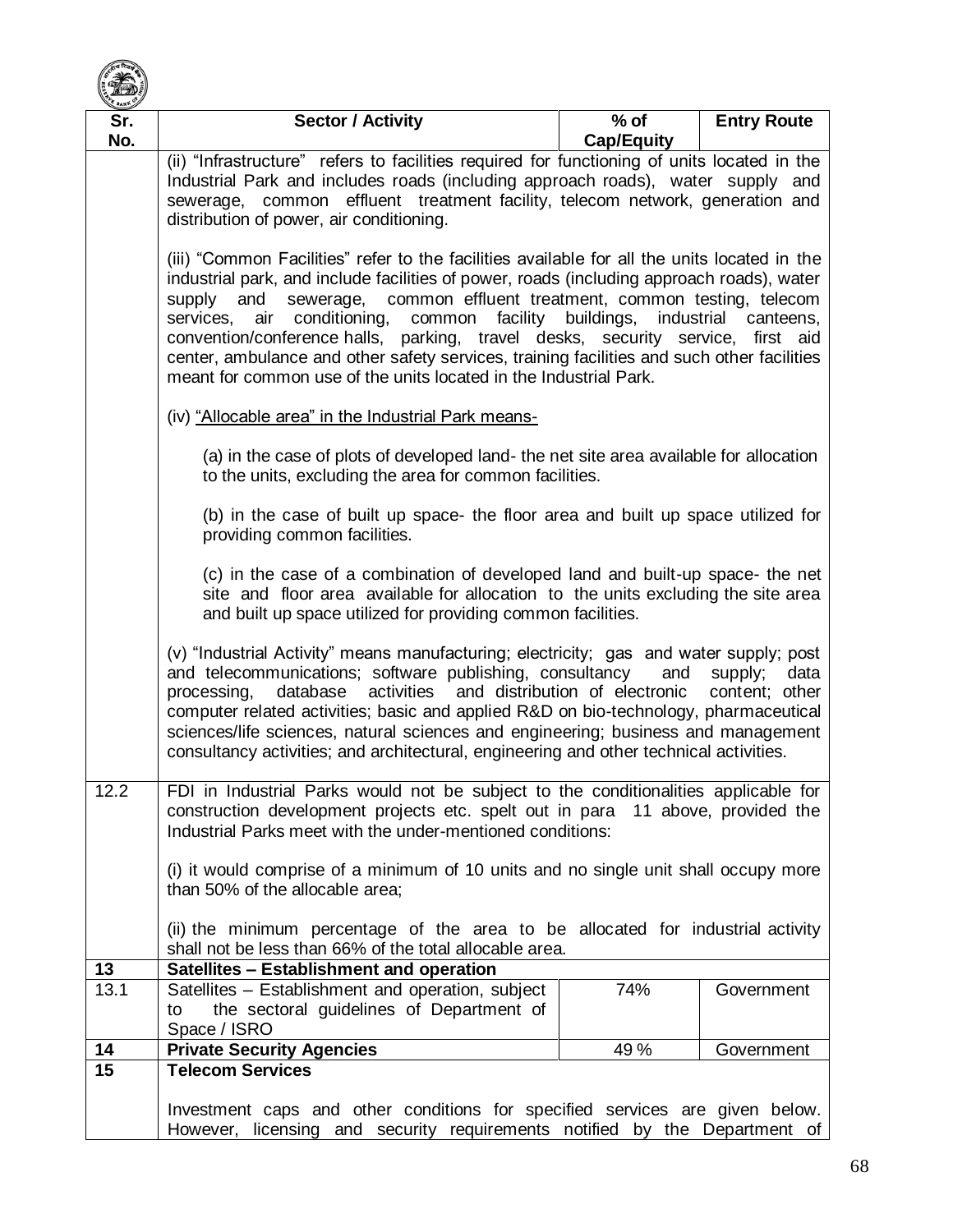| Sr. No. | Sector / Activity | % of Cap/Equity | Entry Route |
|---|---|---|---|
| | (ii) "Infrastructure" refers to facilities required for functioning of units located in the Industrial Park and includes roads (including approach roads), water supply and sewerage, common effluent treatment facility, telecom network, generation and distribution of power, air conditioning.<br><br>(iii) "Common Facilities" refer to the facilities available for all the units located in the industrial park, and include facilities of power, roads (including approach roads), water supply and sewerage, common effluent treatment, common testing, telecom services, air conditioning, common facility buildings, industrial canteens, convention/conference halls, parking, travel desks, security service, first aid center, ambulance and other safety services, training facilities and such other facilities meant for common use of the units located in the Industrial Park.<br><br>(iv) "Allocable area" in the Industrial Park means-<br><br>(a) in the case of plots of developed land- the net site area available for allocation to the units, excluding the area for common facilities.<br><br>(b) in the case of built up space- the floor area and built up space utilized for providing common facilities.<br><br>(c) in the case of a combination of developed land and built-up space- the net site and floor area available for allocation to the units excluding the site area and built up space utilized for providing common facilities.<br><br>(v) "Industrial Activity" means manufacturing; electricity; gas and water supply; post and telecommunications; software publishing, consultancy and supply; data processing, database activities and distribution of electronic content; other computer related activities; basic and applied R&D on bio-technology, pharmaceutical sciences/life sciences, natural sciences and engineering; business and management consultancy activities; and architectural, engineering and other technical activities. | | |
| 12.2 | FDI in Industrial Parks would not be subject to the conditionalities applicable for construction development projects etc. spelt out in para 11 above, provided the Industrial Parks meet with the under-mentioned conditions:<br><br>(i) it would comprise of a minimum of 10 units and no single unit shall occupy more than 50% of the allocable area;<br><br>(ii) the minimum percentage of the area to be allocated for industrial activity shall not be less than 66% of the total allocable area. | | |
| **13** | **Satellites – Establishment and operation** | | |
| 13.1 | Satellites – Establishment and operation, subject to the sectoral guidelines of Department of Space / ISRO | 74% | Government |
| **14** | **Private Security Agencies** | 49 % | Government |
| **15** | **Telecom Services**<br><br>Investment caps and other conditions for specified services are given below. However, licensing and security requirements notified by the Department of | | |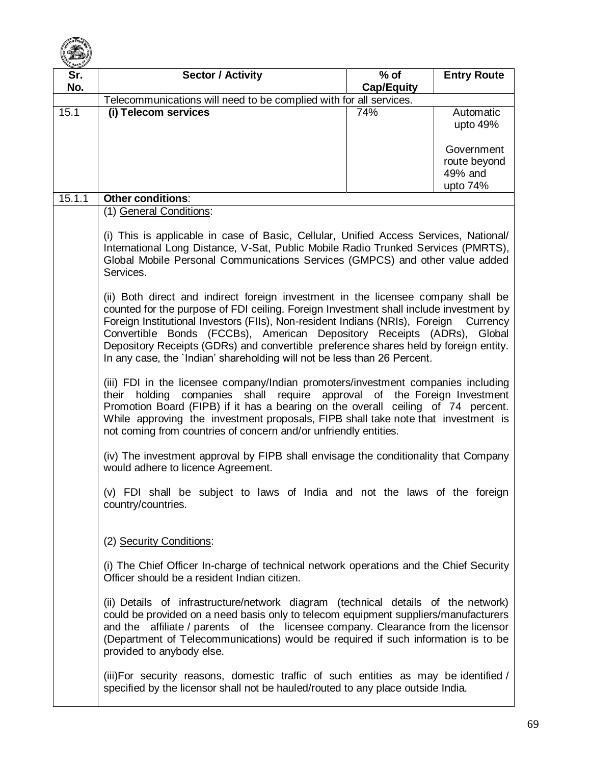| Sr. No. | Sector / Activity | % of Cap/Equity | Entry Route |
|---|---|---|---|
| | Telecommunications will need to be complied with for all services. | | |
| 15.1 | **(i) Telecom services** | 74% | Automatic upto 49%<br><br>Government route beyond 49% and upto 74% |
| 15.1.1 | **Other conditions**: | | |

(1) General Conditions:

(i) This is applicable in case of Basic, Cellular, Unified Access Services, National/ International Long Distance, V-Sat, Public Mobile Radio Trunked Services (PMRTS), Global Mobile Personal Communications Services (GMPCS) and other value added Services.

(ii) Both direct and indirect foreign investment in the licensee company shall be counted for the purpose of FDI ceiling. Foreign Investment shall include investment by Foreign Institutional Investors (FIIs), Non-resident Indians (NRIs), Foreign Currency Convertible Bonds (FCCBs), American Depository Receipts (ADRs), Global Depository Receipts (GDRs) and convertible preference shares held by foreign entity. In any case, the `Indian' shareholding will not be less than 26 Percent.

(iii) FDI in the licensee company/Indian promoters/investment companies including their holding companies shall require approval of the Foreign Investment Promotion Board (FIPB) if it has a bearing on the overall ceiling of 74 percent. While approving the investment proposals, FIPB shall take note that investment is not coming from countries of concern and/or unfriendly entities.

(iv) The investment approval by FIPB shall envisage the conditionality that Company would adhere to licence Agreement.

(v) FDI shall be subject to laws of India and not the laws of the foreign country/countries.

(2) Security Conditions:

(i) The Chief Officer In-charge of technical network operations and the Chief Security Officer should be a resident Indian citizen.

(ii) Details of infrastructure/network diagram (technical details of the network) could be provided on a need basis only to telecom equipment suppliers/manufacturers and the affiliate / parents of the licensee company. Clearance from the licensor (Department of Telecommunications) would be required if such information is to be provided to anybody else.

(iii)For security reasons, domestic traffic of such entities as may be identified / specified by the licensor shall not be hauled/routed to any place outside India.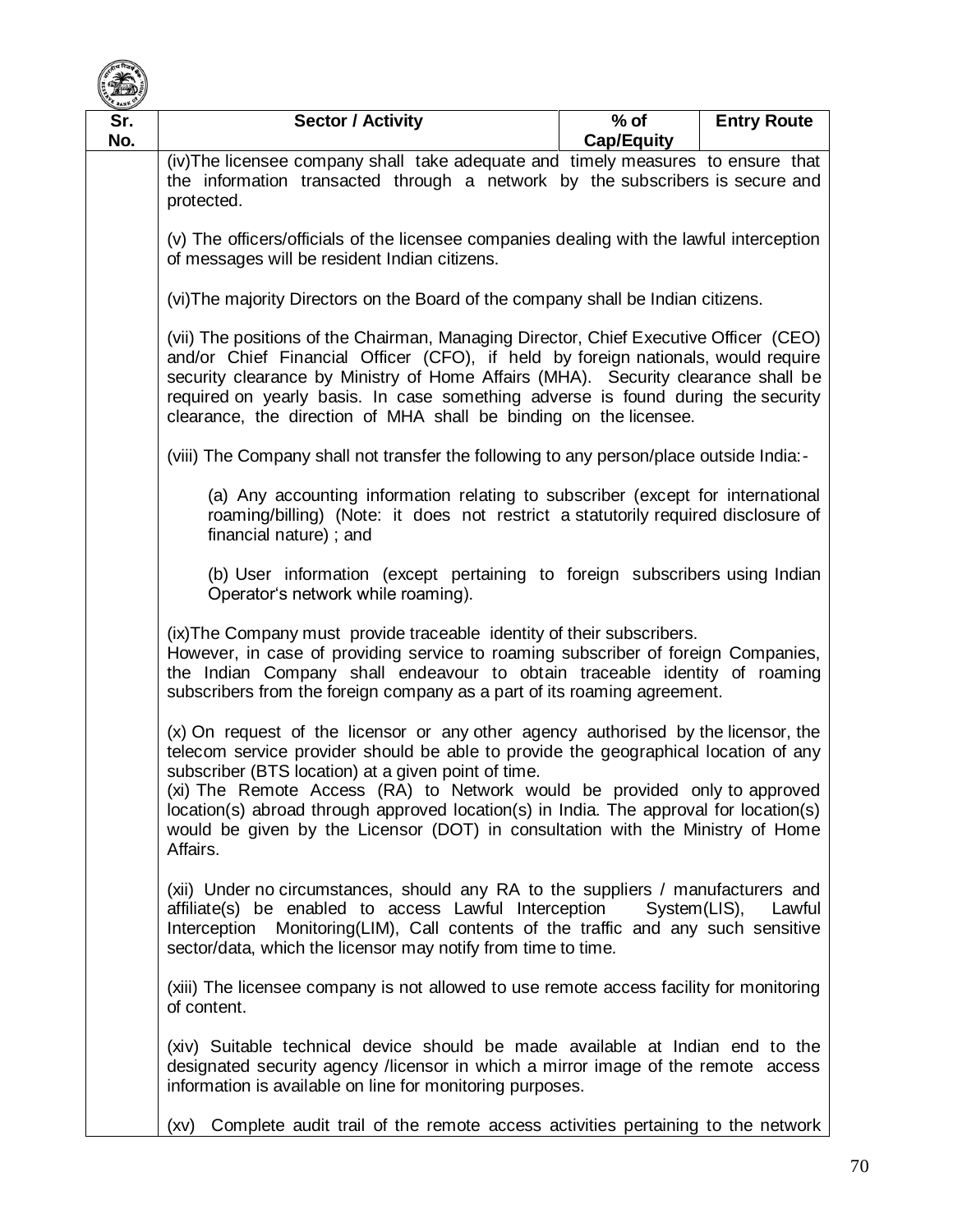| Sr. No. | Sector / Activity | % of Cap/Equity | Entry Route |
|---|---|---|---|
| | (iv)The licensee company shall take adequate and timely measures to ensure that the information transacted through a network by the subscribers is secure and protected.<br><br>(v) The officers/officials of the licensee companies dealing with the lawful interception of messages will be resident Indian citizens.<br><br>(vi)The majority Directors on the Board of the company shall be Indian citizens.<br><br>(vii) The positions of the Chairman, Managing Director, Chief Executive Officer (CEO) and/or Chief Financial Officer (CFO), if held by foreign nationals, would require security clearance by Ministry of Home Affairs (MHA). Security clearance shall be required on yearly basis. In case something adverse is found during the security clearance, the direction of MHA shall be binding on the licensee.<br><br>(viii) The Company shall not transfer the following to any person/place outside India:-<br><br>(a) Any accounting information relating to subscriber (except for international roaming/billing) (Note: it does not restrict a statutorily required disclosure of financial nature) ; and<br><br>(b) User information (except pertaining to foreign subscribers using Indian Operator's network while roaming).<br><br>(ix)The Company must provide traceable identity of their subscribers. However, in case of providing service to roaming subscriber of foreign Companies, the Indian Company shall endeavour to obtain traceable identity of roaming subscribers from the foreign company as a part of its roaming agreement.<br><br>(x) On request of the licensor or any other agency authorised by the licensor, the telecom service provider should be able to provide the geographical location of any subscriber (BTS location) at a given point of time.<br>(xi) The Remote Access (RA) to Network would be provided only to approved location(s) abroad through approved location(s) in India. The approval for location(s) would be given by the Licensor (DOT) in consultation with the Ministry of Home Affairs.<br><br>(xii) Under no circumstances, should any RA to the suppliers / manufacturers and affiliate(s) be enabled to access Lawful Interception System(LIS), Lawful Interception Monitoring(LIM), Call contents of the traffic and any such sensitive sector/data, which the licensor may notify from time to time.<br><br>(xiii) The licensee company is not allowed to use remote access facility for monitoring of content.<br><br>(xiv) Suitable technical device should be made available at Indian end to the designated security agency /licensor in which a mirror image of the remote access information is available on line for monitoring purposes.<br><br>(xv) Complete audit trail of the remote access activities pertaining to the network | | |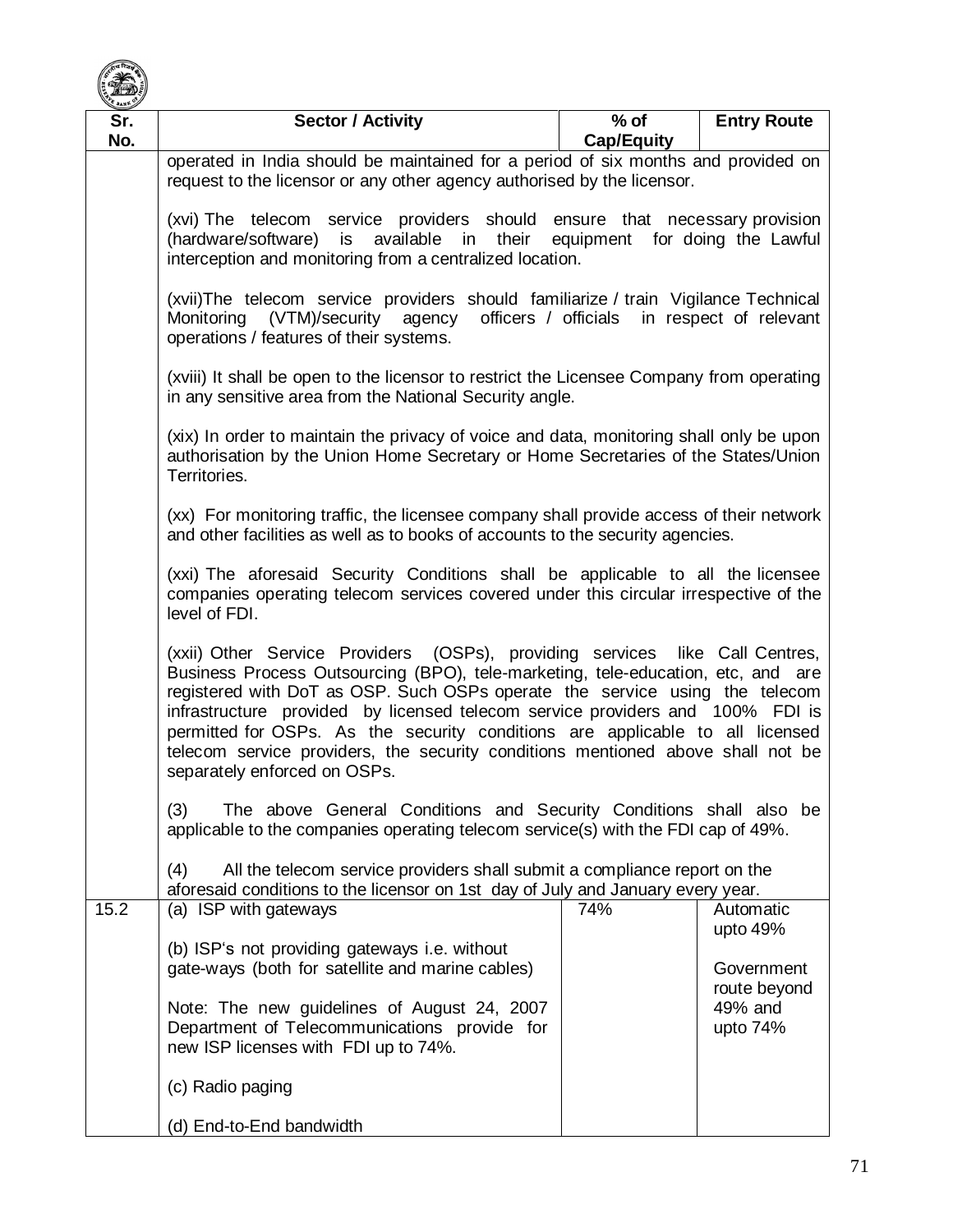| Sr. No. | Sector / Activity | % of Cap/Equity | Entry Route |
|---|---|---|---|
| | operated in India should be maintained for a period of six months and provided on request to the licensor or any other agency authorised by the licensor.<br><br>(xvi) The telecom service providers should ensure that necessary provision (hardware/software) is available in their equipment for doing the Lawful interception and monitoring from a centralized location.<br><br>(xvii)The telecom service providers should familiarize / train Vigilance Technical Monitoring (VTM)/security agency officers / officials in respect of relevant operations / features of their systems.<br><br>(xviii) It shall be open to the licensor to restrict the Licensee Company from operating in any sensitive area from the National Security angle.<br><br>(xix) In order to maintain the privacy of voice and data, monitoring shall only be upon authorisation by the Union Home Secretary or Home Secretaries of the States/Union Territories.<br><br>(xx) For monitoring traffic, the licensee company shall provide access of their network and other facilities as well as to books of accounts to the security agencies.<br><br>(xxi) The aforesaid Security Conditions shall be applicable to all the licensee companies operating telecom services covered under this circular irrespective of the level of FDI.<br><br>(xxii) Other Service Providers (OSPs), providing services like Call Centres, Business Process Outsourcing (BPO), tele-marketing, tele-education, etc, and are registered with DoT as OSP. Such OSPs operate the service using the telecom infrastructure provided by licensed telecom service providers and 100% FDI is permitted for OSPs. As the security conditions are applicable to all licensed telecom service providers, the security conditions mentioned above shall not be separately enforced on OSPs.<br><br>(3) The above General Conditions and Security Conditions shall also be applicable to the companies operating telecom service(s) with the FDI cap of 49%.<br><br>(4) All the telecom service providers shall submit a compliance report on the aforesaid conditions to the licensor on 1st day of July and January every year. | | |
| 15.2 | (a) ISP with gateways<br><br>(b) ISP's not providing gateways i.e. without gate-ways (both for satellite and marine cables)<br><br>Note: The new guidelines of August 24, 2007 Department of Telecommunications provide for new ISP licenses with FDI up to 74%.<br><br>(c) Radio paging<br><br>(d) End-to-End bandwidth | 74% | Automatic upto 49%<br><br>Government route beyond 49% and upto 74% |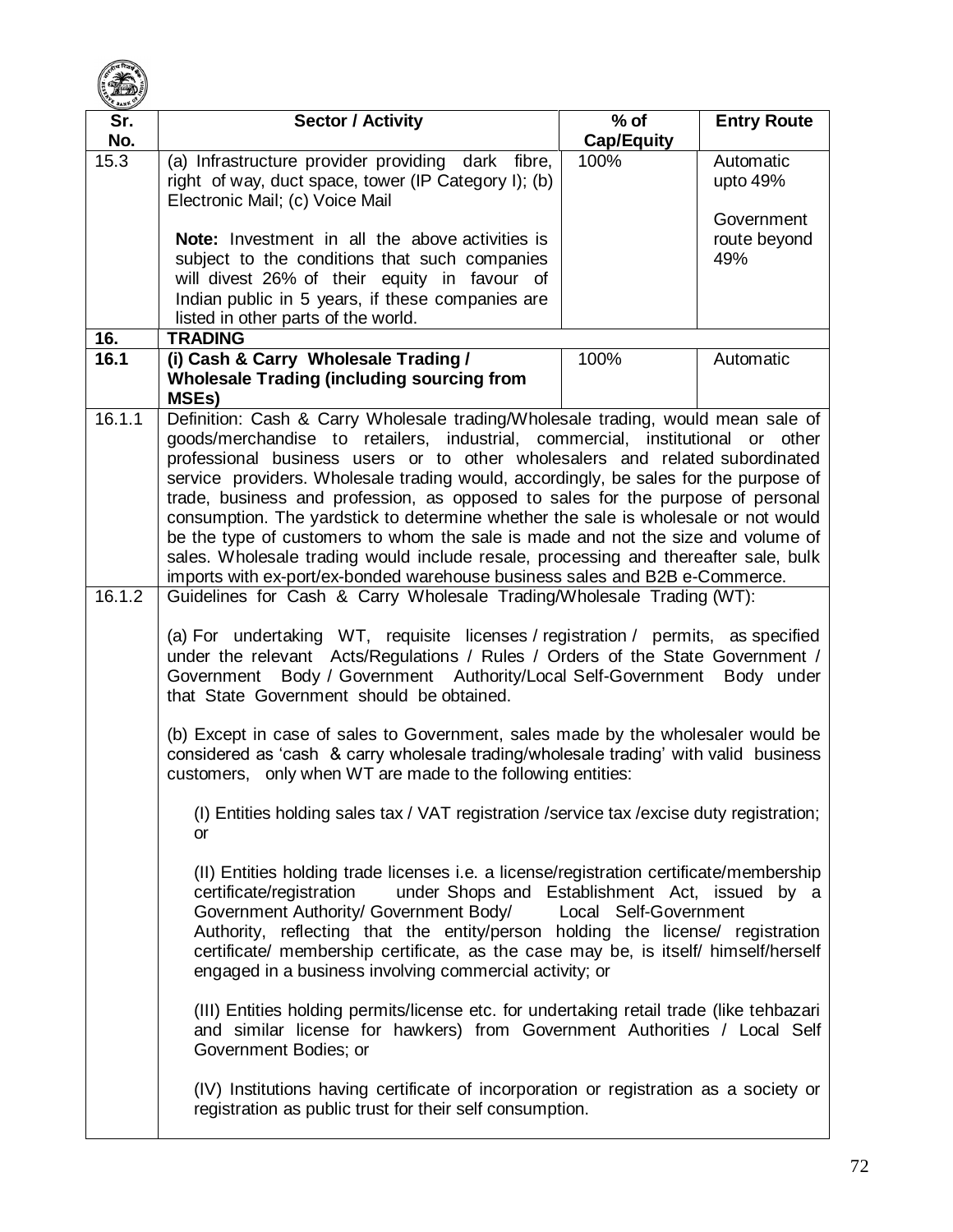| Sr. No. | Sector / Activity | % of Cap/Equity | Entry Route |
|---|---|---|---|
| 15.3 | (a) Infrastructure provider providing dark fibre, right of way, duct space, tower (IP Category I); (b) Electronic Mail; (c) Voice Mail<br><br>**Note:** Investment in all the above activities is subject to the conditions that such companies will divest 26% of their equity in favour of Indian public in 5 years, if these companies are listed in other parts of the world. | 100% | Automatic upto 49%<br><br>Government route beyond 49% |
| **16.** | **TRADING** | | |
| **16.1** | **(i) Cash & Carry Wholesale Trading / Wholesale Trading (including sourcing from MSEs)** | 100% | Automatic |
| 16.1.1 | Definition: Cash & Carry Wholesale trading/Wholesale trading, would mean sale of goods/merchandise to retailers, industrial, commercial, institutional or other professional business users or to other wholesalers and related subordinated service providers. Wholesale trading would, accordingly, be sales for the purpose of trade, business and profession, as opposed to sales for the purpose of personal consumption. The yardstick to determine whether the sale is wholesale or not would be the type of customers to whom the sale is made and not the size and volume of sales. Wholesale trading would include resale, processing and thereafter sale, bulk imports with ex-port/ex-bonded warehouse business sales and B2B e-Commerce. | | |
| 16.1.2 | Guidelines for Cash & Carry Wholesale Trading/Wholesale Trading (WT):<br><br>(a) For undertaking WT, requisite licenses / registration / permits, as specified under the relevant Acts/Regulations / Rules / Orders of the State Government / Government Body / Government Authority/Local Self-Government Body under that State Government should be obtained.<br><br>(b) Except in case of sales to Government, sales made by the wholesaler would be considered as 'cash & carry wholesale trading/wholesale trading' with valid business customers, only when WT are made to the following entities:<br><br>(I) Entities holding sales tax / VAT registration /service tax /excise duty registration; or<br><br>(II) Entities holding trade licenses i.e. a license/registration certificate/membership certificate/registration under Shops and Establishment Act, issued by a Government Authority/ Government Body/ Local Self-Government Authority, reflecting that the entity/person holding the license/ registration certificate/ membership certificate, as the case may be, is itself/ himself/herself engaged in a business involving commercial activity; or<br><br>(III) Entities holding permits/license etc. for undertaking retail trade (like tehbazari and similar license for hawkers) from Government Authorities / Local Self Government Bodies; or<br><br>(IV) Institutions having certificate of incorporation or registration as a society or registration as public trust for their self consumption. | | |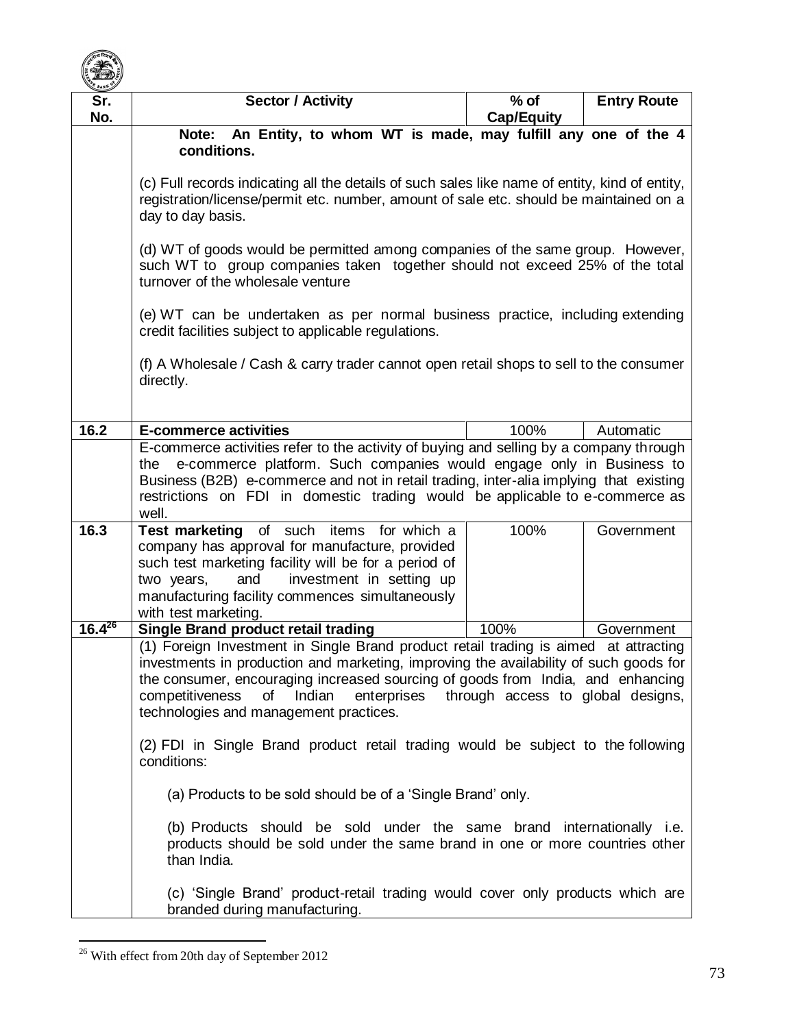| Sr. No. | Sector / Activity | % of Cap/Equity | Entry Route |
|---|---|---|---|
| | **Note: An Entity, to whom WT is made, may fulfill any one of the 4 conditions.**<br><br>(c) Full records indicating all the details of such sales like name of entity, kind of entity, registration/license/permit etc. number, amount of sale etc. should be maintained on a day to day basis.<br><br>(d) WT of goods would be permitted among companies of the same group. However, such WT to group companies taken together should not exceed 25% of the total turnover of the wholesale venture<br><br>(e) WT can be undertaken as per normal business practice, including extending credit facilities subject to applicable regulations.<br><br>(f) A Wholesale / Cash & carry trader cannot open retail shops to sell to the consumer directly. | | |
| **16.2** | **E-commerce activities** | 100% | Automatic |
| | E-commerce activities refer to the activity of buying and selling by a company through the e-commerce platform. Such companies would engage only in Business to Business (B2B) e-commerce and not in retail trading, inter-alia implying that existing restrictions on FDI in domestic trading would be applicable to e-commerce as well. | | |
| **16.3** | **Test marketing** of such items for which a company has approval for manufacture, provided such test marketing facility will be for a period of two years, and investment in setting up manufacturing facility commences simultaneously with test marketing. | 100% | Government |
| **16.4**[26] | **Single Brand product retail trading** | 100% | Government |
| | (1) Foreign Investment in Single Brand product retail trading is aimed at attracting investments in production and marketing, improving the availability of such goods for the consumer, encouraging increased sourcing of goods from India, and enhancing competitiveness of Indian enterprises through access to global designs, technologies and management practices.<br><br>(2) FDI in Single Brand product retail trading would be subject to the following conditions:<br><br>(a) Products to be sold should be of a 'Single Brand' only.<br><br>(b) Products should be sold under the same brand internationally i.e. products should be sold under the same brand in one or more countries other than India.<br><br>(c) 'Single Brand' product-retail trading would cover only products which are branded during manufacturing. | | |

[26] With effect from 20th day of September 2012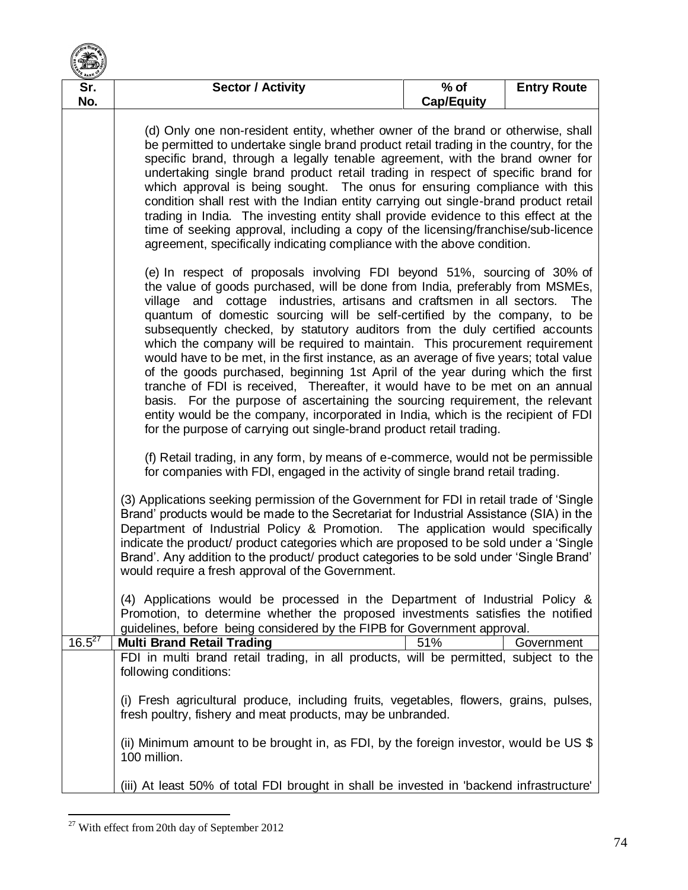| Sr. No. | Sector / Activity | % of Cap/Equity | Entry Route |
|---|---|---|---|
| | (d) Only one non-resident entity, whether owner of the brand or otherwise, shall be permitted to undertake single brand product retail trading in the country, for the specific brand, through a legally tenable agreement, with the brand owner for undertaking single brand product retail trading in respect of specific brand for which approval is being sought. The onus for ensuring compliance with this condition shall rest with the Indian entity carrying out single-brand product retail trading in India. The investing entity shall provide evidence to this effect at the time of seeking approval, including a copy of the licensing/franchise/sub-licence agreement, specifically indicating compliance with the above condition.<br><br>(e) In respect of proposals involving FDI beyond 51%, sourcing of 30% of the value of goods purchased, will be done from India, preferably from MSMEs, village and cottage industries, artisans and craftsmen in all sectors. The quantum of domestic sourcing will be self-certified by the company, to be subsequently checked, by statutory auditors from the duly certified accounts which the company will be required to maintain. This procurement requirement would have to be met, in the first instance, as an average of five years; total value of the goods purchased, beginning 1st April of the year during which the first tranche of FDI is received, Thereafter, it would have to be met on an annual basis. For the purpose of ascertaining the sourcing requirement, the relevant entity would be the company, incorporated in India, which is the recipient of FDI for the purpose of carrying out single-brand product retail trading.<br><br>(f) Retail trading, in any form, by means of e-commerce, would not be permissible for companies with FDI, engaged in the activity of single brand retail trading.<br><br>(3) Applications seeking permission of the Government for FDI in retail trade of 'Single Brand' products would be made to the Secretariat for Industrial Assistance (SIA) in the Department of Industrial Policy & Promotion. The application would specifically indicate the product/ product categories which are proposed to be sold under a 'Single Brand'. Any addition to the product/ product categories to be sold under 'Single Brand' would require a fresh approval of the Government.<br><br>(4) Applications would be processed in the Department of Industrial Policy & Promotion, to determine whether the proposed investments satisfies the notified guidelines, before being considered by the FIPB for Government approval. | | |
| 16.5[27] | **Multi Brand Retail Trading** | 51% | Government |
| | FDI in multi brand retail trading, in all products, will be permitted, subject to the following conditions:<br><br>(i) Fresh agricultural produce, including fruits, vegetables, flowers, grains, pulses, fresh poultry, fishery and meat products, may be unbranded.<br><br>(ii) Minimum amount to be brought in, as FDI, by the foreign investor, would be US $ 100 million.<br><br>(iii) At least 50% of total FDI brought in shall be invested in 'backend infrastructure' | | |

[27] With effect from 20th day of September 2012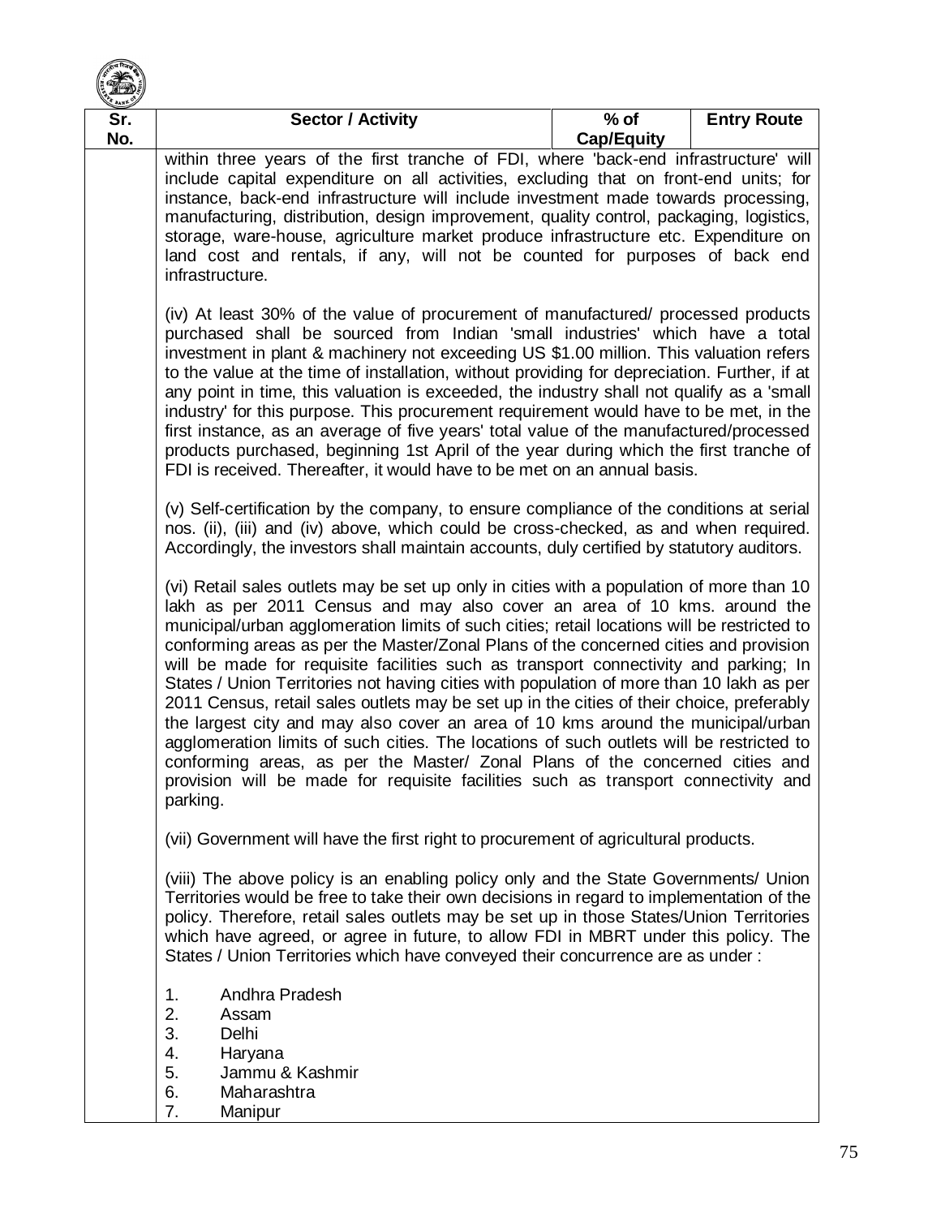| Sr. No. | Sector / Activity | % of Cap/Equity | Entry Route |
|---|---|---|---|
| | within three years of the first tranche of FDI, where 'back-end infrastructure' will include capital expenditure on all activities, excluding that on front-end units; for instance, back-end infrastructure will include investment made towards processing, manufacturing, distribution, design improvement, quality control, packaging, logistics, storage, ware-house, agriculture market produce infrastructure etc. Expenditure on land cost and rentals, if any, will not be counted for purposes of back end infrastructure.<br><br>(iv) At least 30% of the value of procurement of manufactured/ processed products purchased shall be sourced from Indian 'small industries' which have a total investment in plant & machinery not exceeding US $1.00 million. This valuation refers to the value at the time of installation, without providing for depreciation. Further, if at any point in time, this valuation is exceeded, the industry shall not qualify as a 'small industry' for this purpose. This procurement requirement would have to be met, in the first instance, as an average of five years' total value of the manufactured/processed products purchased, beginning 1st April of the year during which the first tranche of FDI is received. Thereafter, it would have to be met on an annual basis.<br><br>(v) Self-certification by the company, to ensure compliance of the conditions at serial nos. (ii), (iii) and (iv) above, which could be cross-checked, as and when required. Accordingly, the investors shall maintain accounts, duly certified by statutory auditors.<br><br>(vi) Retail sales outlets may be set up only in cities with a population of more than 10 lakh as per 2011 Census and may also cover an area of 10 kms. around the municipal/urban agglomeration limits of such cities; retail locations will be restricted to conforming areas as per the Master/Zonal Plans of the concerned cities and provision will be made for requisite facilities such as transport connectivity and parking; In States / Union Territories not having cities with population of more than 10 lakh as per 2011 Census, retail sales outlets may be set up in the cities of their choice, preferably the largest city and may also cover an area of 10 kms around the municipal/urban agglomeration limits of such cities. The locations of such outlets will be restricted to conforming areas, as per the Master/ Zonal Plans of the concerned cities and provision will be made for requisite facilities such as transport connectivity and parking.<br><br>(vii) Government will have the first right to procurement of agricultural products.<br><br>(viii) The above policy is an enabling policy only and the State Governments/ Union Territories would be free to take their own decisions in regard to implementation of the policy. Therefore, retail sales outlets may be set up in those States/Union Territories which have agreed, or agree in future, to allow FDI in MBRT under this policy. The States / Union Territories which have conveyed their concurrence are as under :<br><br>1. Andhra Pradesh<br>2. Assam<br>3. Delhi<br>4. Haryana<br>5. Jammu & Kashmir<br>6. Maharashtra<br>7. Manipur | | |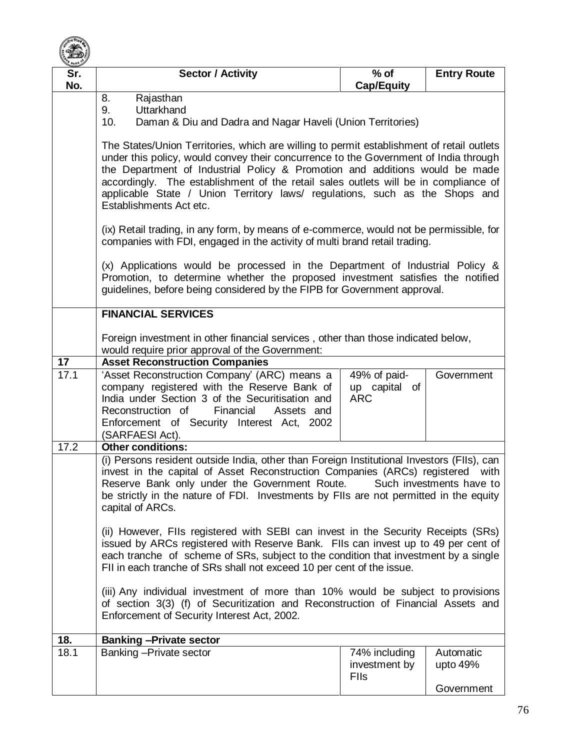| Sr. No. | Sector / Activity | % of Cap/Equity | Entry Route |
|---|---|---|---|
| | 8. Rajasthan<br>9. Uttarkhand<br>10. Daman & Diu and Dadra and Nagar Haveli (Union Territories)<br><br>The States/Union Territories, which are willing to permit establishment of retail outlets under this policy, would convey their concurrence to the Government of India through the Department of Industrial Policy & Promotion and additions would be made accordingly. The establishment of the retail sales outlets will be in compliance of applicable State / Union Territory laws/ regulations, such as the Shops and Establishments Act etc.<br><br>(ix) Retail trading, in any form, by means of e-commerce, would not be permissible, for companies with FDI, engaged in the activity of multi brand retail trading.<br><br>(x) Applications would be processed in the Department of Industrial Policy & Promotion, to determine whether the proposed investment satisfies the notified guidelines, before being considered by the FIPB for Government approval. | | |
| | **FINANCIAL SERVICES**<br><br>Foreign investment in other financial services , other than those indicated below, would require prior approval of the Government: | | |
| **17** | **Asset Reconstruction Companies** | | |
| 17.1 | 'Asset Reconstruction Company' (ARC) means a company registered with the Reserve Bank of India under Section 3 of the Securitisation and Reconstruction of Financial Assets and Enforcement of Security Interest Act, 2002 (SARFAESI Act). | 49% of paid-up capital of ARC | Government |
| 17.2 | **Other conditions:** | | |
| | (i) Persons resident outside India, other than Foreign Institutional Investors (FIIs), can invest in the capital of Asset Reconstruction Companies (ARCs) registered with Reserve Bank only under the Government Route. Such investments have to be strictly in the nature of FDI. Investments by FIIs are not permitted in the equity capital of ARCs.<br><br>(ii) However, FIIs registered with SEBI can invest in the Security Receipts (SRs) issued by ARCs registered with Reserve Bank. FIIs can invest up to 49 per cent of each tranche of scheme of SRs, subject to the condition that investment by a single FII in each tranche of SRs shall not exceed 10 per cent of the issue.<br><br>(iii) Any individual investment of more than 10% would be subject to provisions of section 3(3) (f) of Securitization and Reconstruction of Financial Assets and Enforcement of Security Interest Act, 2002. | | |
| **18.** | **Banking –Private sector** | | |
| 18.1 | Banking –Private sector | 74% including investment by FIIs | Automatic upto 49%<br><br>Government |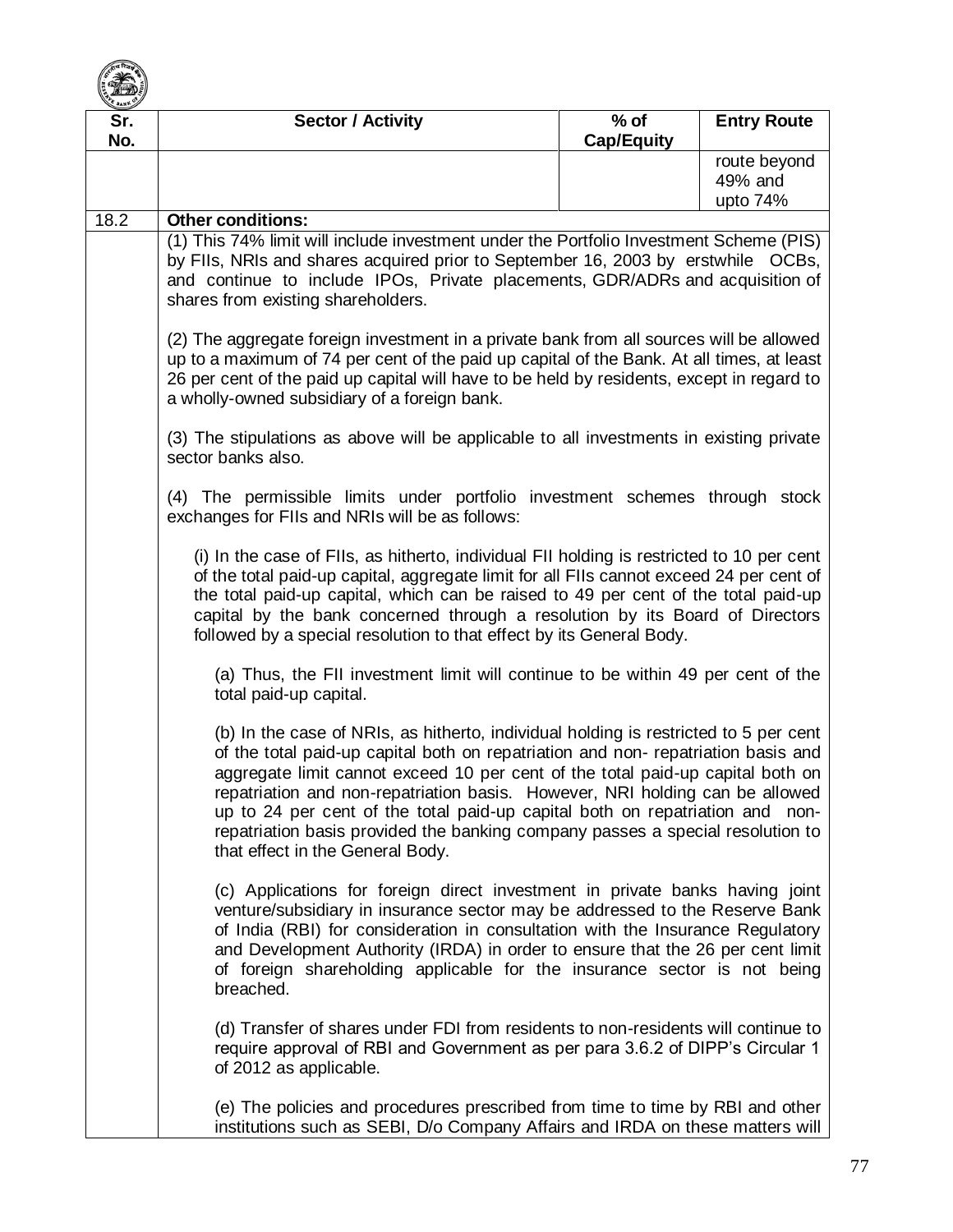| Sr. No. | Sector / Activity | % of Cap/Equity | Entry Route |
|---|---|---|---|
| | | | route beyond 49% and upto 74% |
| 18.2 | **Other conditions:** | | |

(1) This 74% limit will include investment under the Portfolio Investment Scheme (PIS) by FIIs, NRIs and shares acquired prior to September 16, 2003 by erstwhile OCBs, and continue to include IPOs, Private placements, GDR/ADRs and acquisition of shares from existing shareholders.

(2) The aggregate foreign investment in a private bank from all sources will be allowed up to a maximum of 74 per cent of the paid up capital of the Bank. At all times, at least 26 per cent of the paid up capital will have to be held by residents, except in regard to a wholly-owned subsidiary of a foreign bank.

(3) The stipulations as above will be applicable to all investments in existing private sector banks also.

(4) The permissible limits under portfolio investment schemes through stock exchanges for FIIs and NRIs will be as follows:

(i) In the case of FIIs, as hitherto, individual FII holding is restricted to 10 per cent of the total paid-up capital, aggregate limit for all FIIs cannot exceed 24 per cent of the total paid-up capital, which can be raised to 49 per cent of the total paid-up capital by the bank concerned through a resolution by its Board of Directors followed by a special resolution to that effect by its General Body.

(a) Thus, the FII investment limit will continue to be within 49 per cent of the total paid-up capital.

(b) In the case of NRIs, as hitherto, individual holding is restricted to 5 per cent of the total paid-up capital both on repatriation and non- repatriation basis and aggregate limit cannot exceed 10 per cent of the total paid-up capital both on repatriation and non-repatriation basis. However, NRI holding can be allowed up to 24 per cent of the total paid-up capital both on repatriation and non-repatriation basis provided the banking company passes a special resolution to that effect in the General Body.

(c) Applications for foreign direct investment in private banks having joint venture/subsidiary in insurance sector may be addressed to the Reserve Bank of India (RBI) for consideration in consultation with the Insurance Regulatory and Development Authority (IRDA) in order to ensure that the 26 per cent limit of foreign shareholding applicable for the insurance sector is not being breached.

(d) Transfer of shares under FDI from residents to non-residents will continue to require approval of RBI and Government as per para 3.6.2 of DIPP's Circular 1 of 2012 as applicable.

(e) The policies and procedures prescribed from time to time by RBI and other institutions such as SEBI, D/o Company Affairs and IRDA on these matters will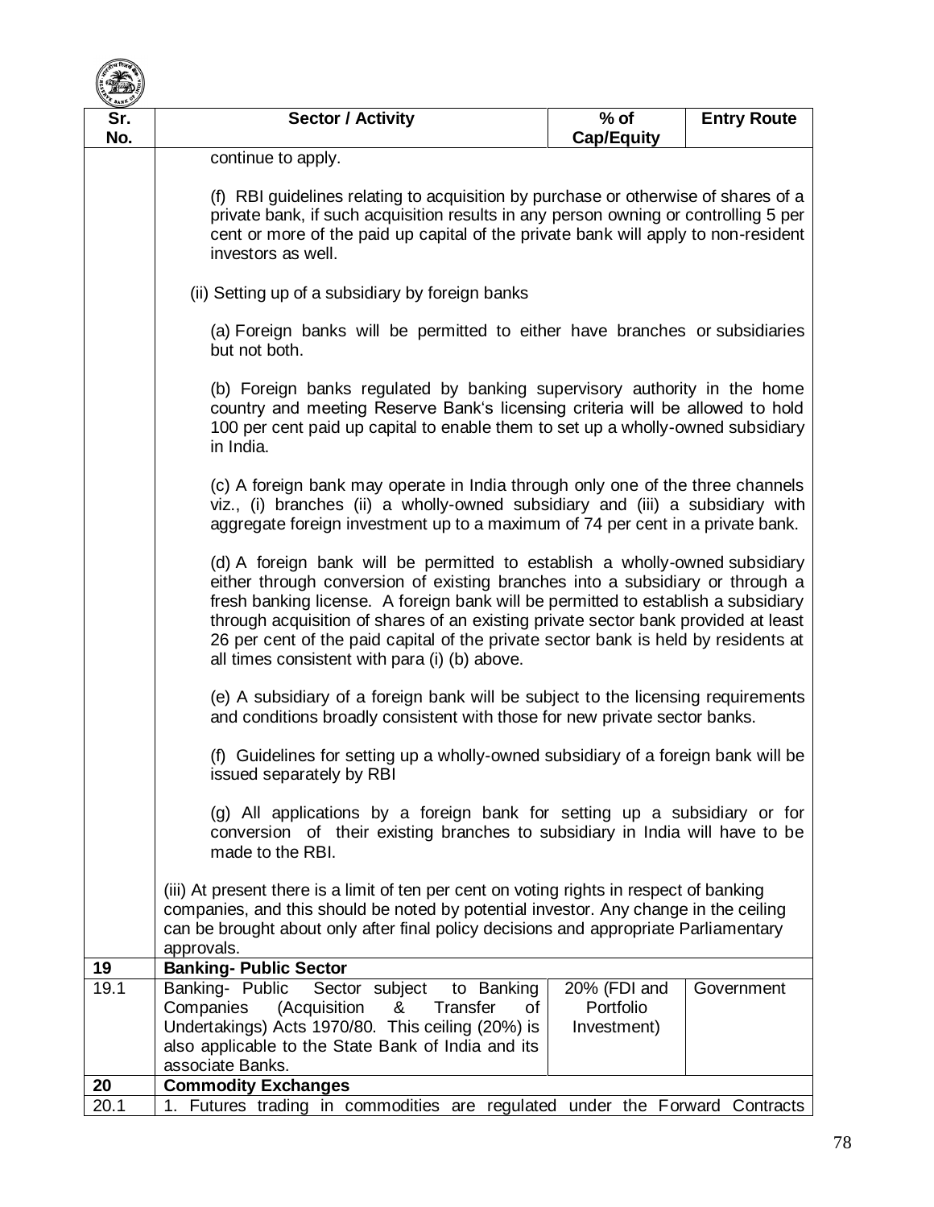| Sr. No. | Sector / Activity | % of Cap/Equity | Entry Route |
|---|---|---|---|
| | continue to apply.<br><br>(f) RBI guidelines relating to acquisition by purchase or otherwise of shares of a private bank, if such acquisition results in any person owning or controlling 5 per cent or more of the paid up capital of the private bank will apply to non-resident investors as well.<br><br>(ii) Setting up of a subsidiary by foreign banks<br><br>(a) Foreign banks will be permitted to either have branches or subsidiaries but not both.<br><br>(b) Foreign banks regulated by banking supervisory authority in the home country and meeting Reserve Bank's licensing criteria will be allowed to hold 100 per cent paid up capital to enable them to set up a wholly-owned subsidiary in India.<br><br>(c) A foreign bank may operate in India through only one of the three channels viz., (i) branches (ii) a wholly-owned subsidiary and (iii) a subsidiary with aggregate foreign investment up to a maximum of 74 per cent in a private bank.<br><br>(d) A foreign bank will be permitted to establish a wholly-owned subsidiary either through conversion of existing branches into a subsidiary or through a fresh banking license. A foreign bank will be permitted to establish a subsidiary through acquisition of shares of an existing private sector bank provided at least 26 per cent of the paid capital of the private sector bank is held by residents at all times consistent with para (i) (b) above.<br><br>(e) A subsidiary of a foreign bank will be subject to the licensing requirements and conditions broadly consistent with those for new private sector banks.<br><br>(f) Guidelines for setting up a wholly-owned subsidiary of a foreign bank will be issued separately by RBI<br><br>(g) All applications by a foreign bank for setting up a subsidiary or for conversion of their existing branches to subsidiary in India will have to be made to the RBI.<br><br>(iii) At present there is a limit of ten per cent on voting rights in respect of banking companies, and this should be noted by potential investor. Any change in the ceiling can be brought about only after final policy decisions and appropriate Parliamentary approvals. | | |
| **19** | **Banking- Public Sector** | | |
| 19.1 | Banking- Public Sector subject to Banking Companies (Acquisition & Transfer of Undertakings) Acts 1970/80. This ceiling (20%) is also applicable to the State Bank of India and its associate Banks. | 20% (FDI and Portfolio Investment) | Government |
| **20** | **Commodity Exchanges** | | |
| 20.1 | 1. Futures trading in commodities are regulated under the Forward Contracts | | |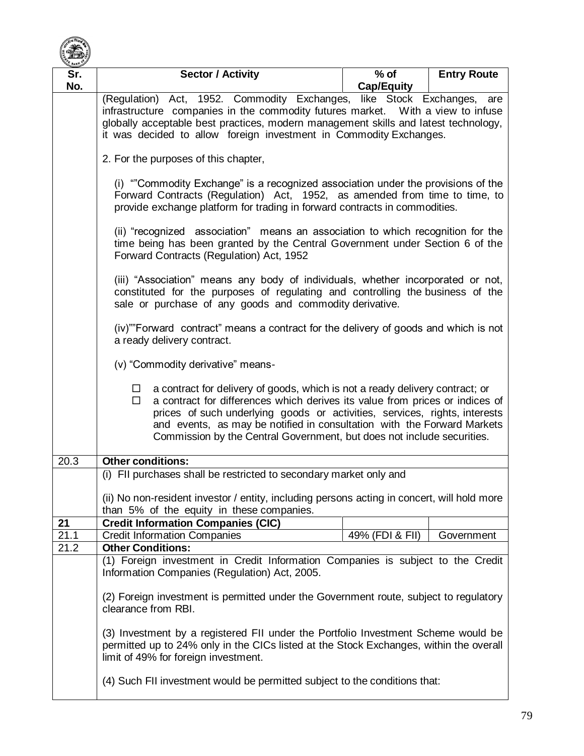| Sr. No. | Sector / Activity | % of Cap/Equity | Entry Route |
|---|---|---|---|
| | (Regulation) Act, 1952. Commodity Exchanges, like Stock Exchanges, are infrastructure companies in the commodity futures market. With a view to infuse globally acceptable best practices, modern management skills and latest technology, it was decided to allow foreign investment in Commodity Exchanges.<br><br>2. For the purposes of this chapter,<br><br>(i) ""Commodity Exchange" is a recognized association under the provisions of the Forward Contracts (Regulation) Act, 1952, as amended from time to time, to provide exchange platform for trading in forward contracts in commodities.<br><br>(ii) "recognized association" means an association to which recognition for the time being has been granted by the Central Government under Section 6 of the Forward Contracts (Regulation) Act, 1952<br><br>(iii) "Association" means any body of individuals, whether incorporated or not, constituted for the purposes of regulating and controlling the business of the sale or purchase of any goods and commodity derivative.<br><br>(iv)""Forward contract" means a contract for the delivery of goods and which is not a ready delivery contract.<br><br>(v) "Commodity derivative" means-<br><br>□ a contract for delivery of goods, which is not a ready delivery contract; or<br>□ a contract for differences which derives its value from prices or indices of prices of such underlying goods or activities, services, rights, interests and events, as may be notified in consultation with the Forward Markets Commission by the Central Government, but does not include securities. | | |
| 20.3 | **Other conditions:** | | |
| | (i) FII purchases shall be restricted to secondary market only and<br><br>(ii) No non-resident investor / entity, including persons acting in concert, will hold more than 5% of the equity in these companies. | | |
| **21** | **Credit Information Companies (CIC)** | | |
| 21.1 | Credit Information Companies | 49% (FDI & FII) | Government |
| 21.2 | **Other Conditions:** | | |
| | (1) Foreign investment in Credit Information Companies is subject to the Credit Information Companies (Regulation) Act, 2005.<br><br>(2) Foreign investment is permitted under the Government route, subject to regulatory clearance from RBI.<br><br>(3) Investment by a registered FII under the Portfolio Investment Scheme would be permitted up to 24% only in the CICs listed at the Stock Exchanges, within the overall limit of 49% for foreign investment.<br><br>(4) Such FII investment would be permitted subject to the conditions that: | | |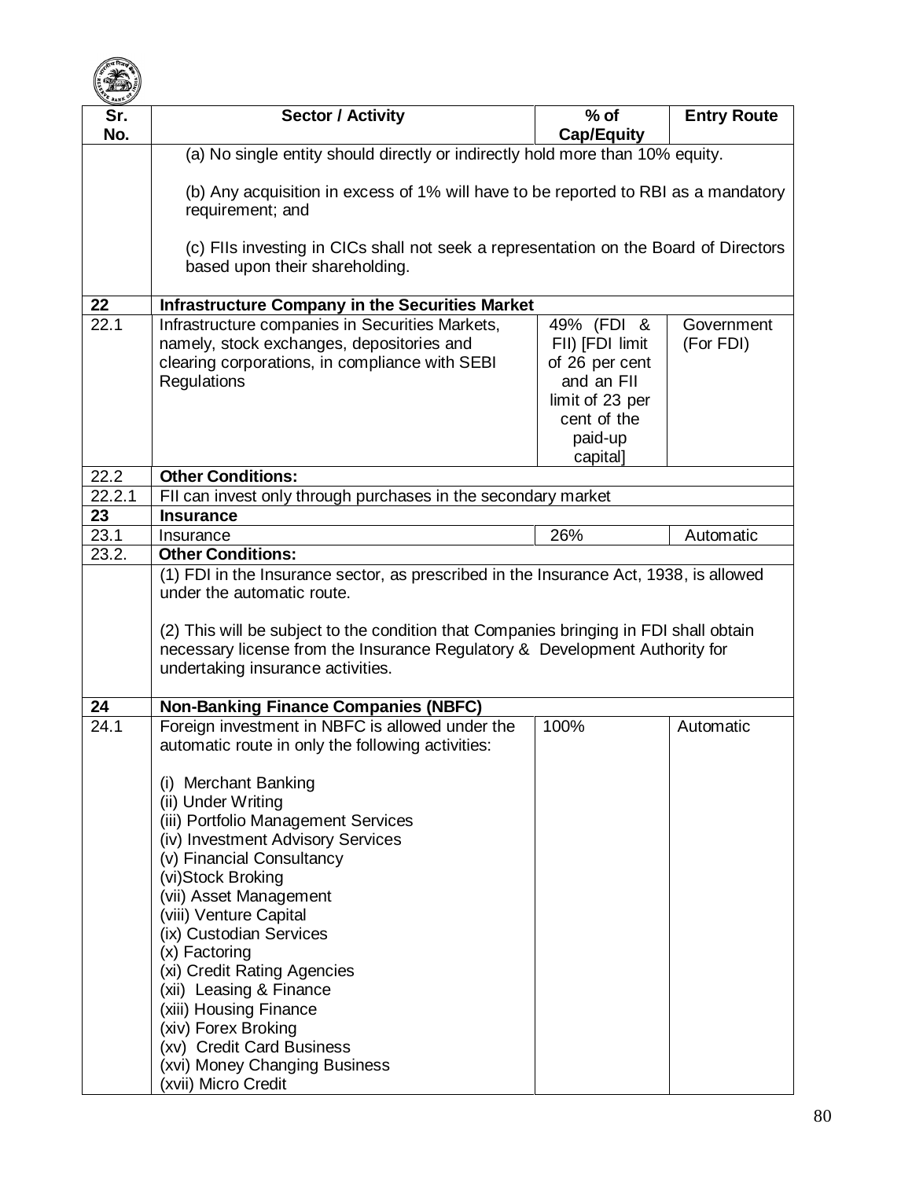| Sr. No. | Sector / Activity | % of Cap/Equity | Entry Route |
|---|---|---|---|
| | (a) No single entity should directly or indirectly hold more than 10% equity.<br><br>(b) Any acquisition in excess of 1% will have to be reported to RBI as a mandatory requirement; and<br><br>(c) FIIs investing in CICs shall not seek a representation on the Board of Directors based upon their shareholding. | | |
| **22** | **Infrastructure Company in the Securities Market** | | |
| 22.1 | Infrastructure companies in Securities Markets, namely, stock exchanges, depositories and clearing corporations, in compliance with SEBI Regulations | 49% (FDI & FII) [FDI limit of 26 per cent and an FII limit of 23 per cent of the paid-up capital] | Government (For FDI) |
| 22.2 | **Other Conditions:** | | |
| 22.2.1 | FII can invest only through purchases in the secondary market | | |
| **23** | **Insurance** | | |
| 23.1 | Insurance | 26% | Automatic |
| 23.2. | **Other Conditions:** | | |
| | (1) FDI in the Insurance sector, as prescribed in the Insurance Act, 1938, is allowed under the automatic route.<br><br>(2) This will be subject to the condition that Companies bringing in FDI shall obtain necessary license from the Insurance Regulatory & Development Authority for undertaking insurance activities. | | |
| **24** | **Non-Banking Finance Companies (NBFC)** | | |
| 24.1 | Foreign investment in NBFC is allowed under the automatic route in only the following activities:<br><br>(i) Merchant Banking<br>(ii) Under Writing<br>(iii) Portfolio Management Services<br>(iv) Investment Advisory Services<br>(v) Financial Consultancy<br>(vi)Stock Broking<br>(vii) Asset Management<br>(viii) Venture Capital<br>(ix) Custodian Services<br>(x) Factoring<br>(xi) Credit Rating Agencies<br>(xii) Leasing & Finance<br>(xiii) Housing Finance<br>(xiv) Forex Broking<br>(xv) Credit Card Business<br>(xvi) Money Changing Business<br>(xvii) Micro Credit | 100% | Automatic |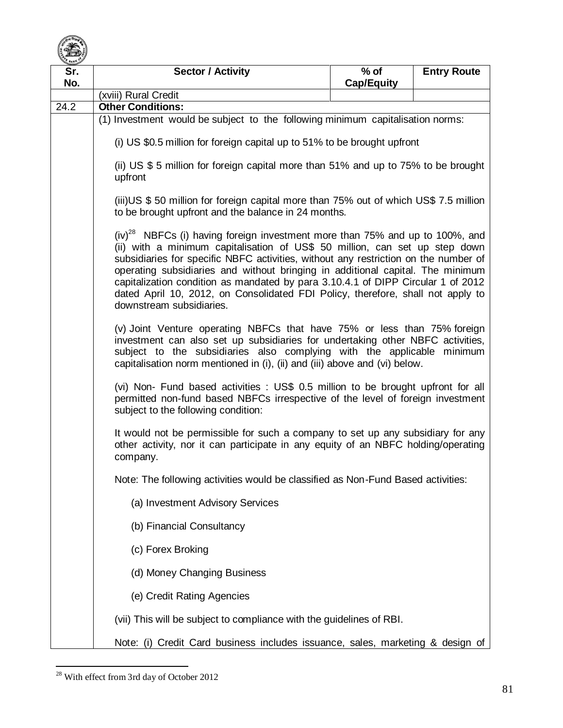| Sr. No. | Sector / Activity | % of Cap/Equity | Entry Route |
|---|---|---|---|
| | (xviii) Rural Credit | | |
| 24.2 | **Other Conditions:** | | |
| | (1) Investment would be subject to the following minimum capitalisation norms:<br><br>(i) US $0.5 million for foreign capital up to 51% to be brought upfront<br><br>(ii) US $ 5 million for foreign capital more than 51% and up to 75% to be brought upfront<br><br>(iii)US $ 50 million for foreign capital more than 75% out of which US$ 7.5 million to be brought upfront and the balance in 24 months.<br><br>(iv)[28] NBFCs (i) having foreign investment more than 75% and up to 100%, and (ii) with a minimum capitalisation of US$ 50 million, can set up step down subsidiaries for specific NBFC activities, without any restriction on the number of operating subsidiaries and without bringing in additional capital. The minimum capitalization condition as mandated by para 3.10.4.1 of DIPP Circular 1 of 2012 dated April 10, 2012, on Consolidated FDI Policy, therefore, shall not apply to downstream subsidiaries.<br><br>(v) Joint Venture operating NBFCs that have 75% or less than 75% foreign investment can also set up subsidiaries for undertaking other NBFC activities, subject to the subsidiaries also complying with the applicable minimum capitalisation norm mentioned in (i), (ii) and (iii) above and (vi) below.<br><br>(vi) Non- Fund based activities : US$ 0.5 million to be brought upfront for all permitted non-fund based NBFCs irrespective of the level of foreign investment subject to the following condition:<br><br>It would not be permissible for such a company to set up any subsidiary for any other activity, nor it can participate in any equity of an NBFC holding/operating company.<br><br>Note: The following activities would be classified as Non-Fund Based activities:<br><br>(a) Investment Advisory Services<br><br>(b) Financial Consultancy<br><br>(c) Forex Broking<br><br>(d) Money Changing Business<br><br>(e) Credit Rating Agencies<br><br>(vii) This will be subject to compliance with the guidelines of RBI.<br><br>Note: (i) Credit Card business includes issuance, sales, marketing & design of | | |

[28] With effect from 3rd day of October 2012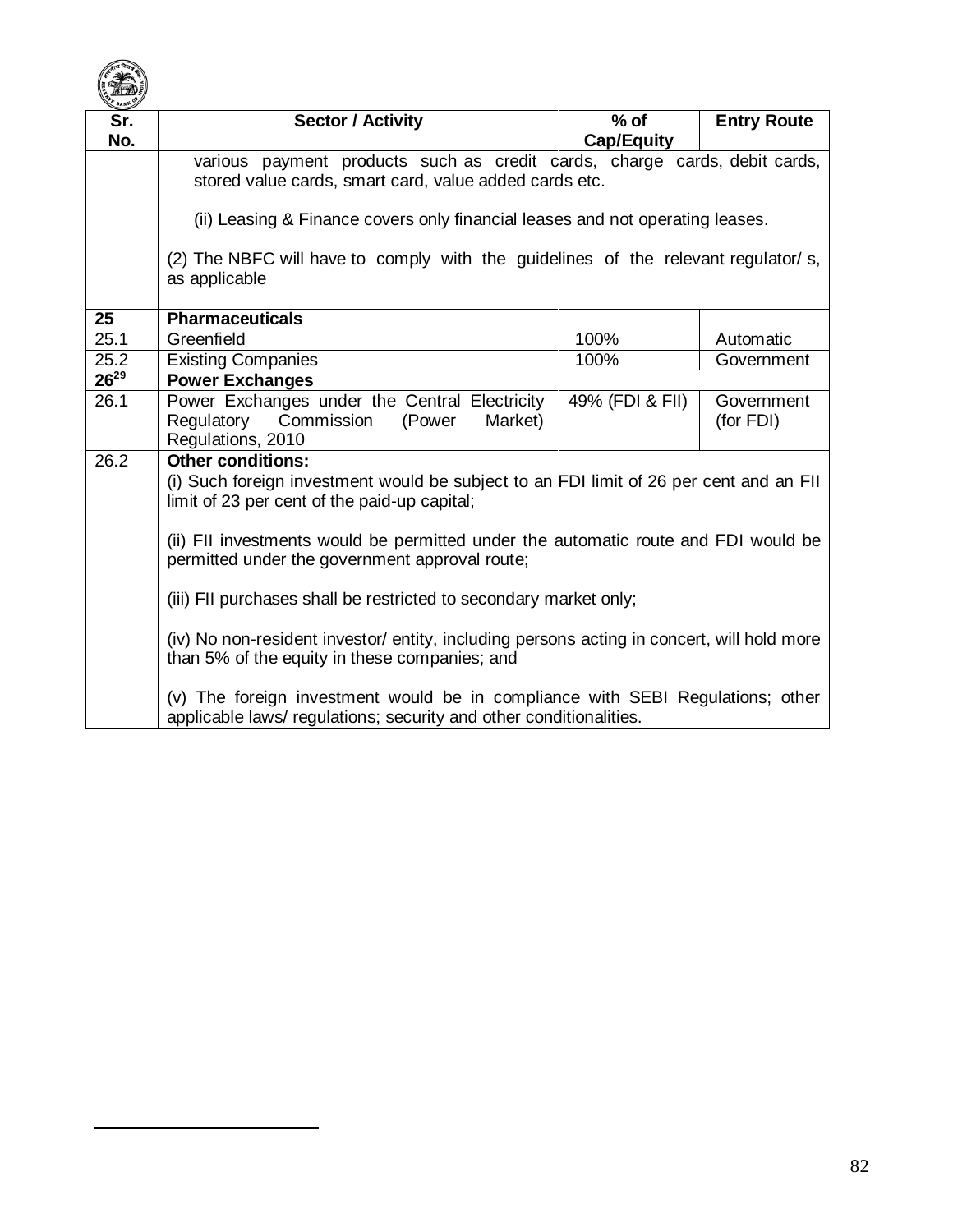| Sr. No. | Sector / Activity | % of Cap/Equity | Entry Route |
|---|---|---|---|
| | various payment products such as credit cards, charge cards, debit cards, stored value cards, smart card, value added cards etc.<br><br>(ii) Leasing & Finance covers only financial leases and not operating leases.<br><br>(2) The NBFC will have to comply with the guidelines of the relevant regulator/ s, as applicable | | |
| **25** | **Pharmaceuticals** | | |
| 25.1 | Greenfield | 100% | Automatic |
| 25.2 | Existing Companies | 100% | Government |
| **26**[29] | **Power Exchanges** | | |
| 26.1 | Power Exchanges under the Central Electricity Regulatory Commission (Power Market) Regulations, 2010 | 49% (FDI & FII) | Government (for FDI) |
| 26.2 | **Other conditions:** | | |
| | (i) Such foreign investment would be subject to an FDI limit of 26 per cent and an FII limit of 23 per cent of the paid-up capital;<br><br>(ii) FII investments would be permitted under the automatic route and FDI would be permitted under the government approval route;<br><br>(iii) FII purchases shall be restricted to secondary market only;<br><br>(iv) No non-resident investor/ entity, including persons acting in concert, will hold more than 5% of the equity in these companies; and<br><br>(v) The foreign investment would be in compliance with SEBI Regulations; other applicable laws/ regulations; security and other conditionalities. | | |